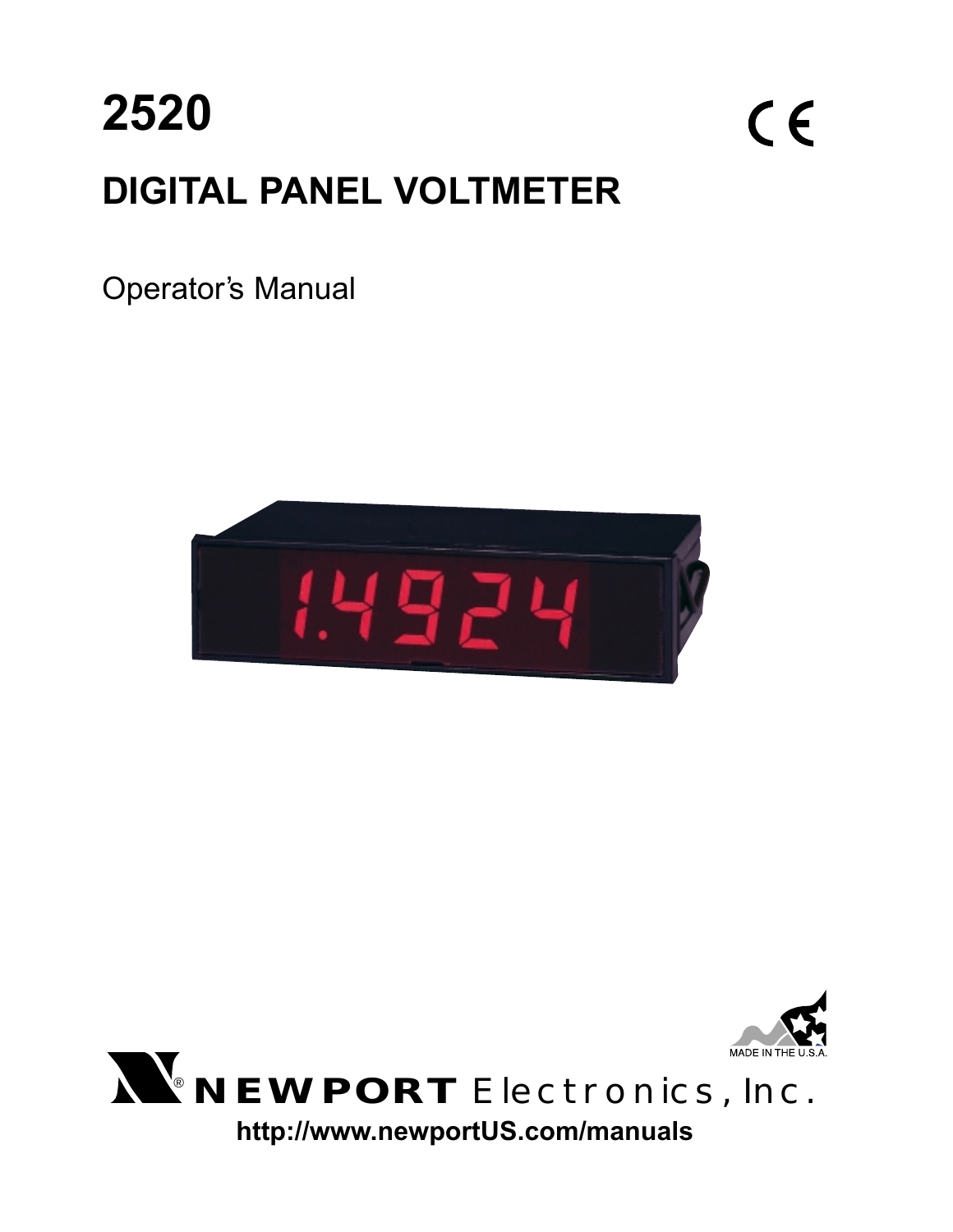# 2520

## DIGITAL PANEL VOLTMETER

Operator's Manual

MADE IN THE U.S.A.

NEWPORT Electronics, Inc.

**http://www.newportUS.com/manuals**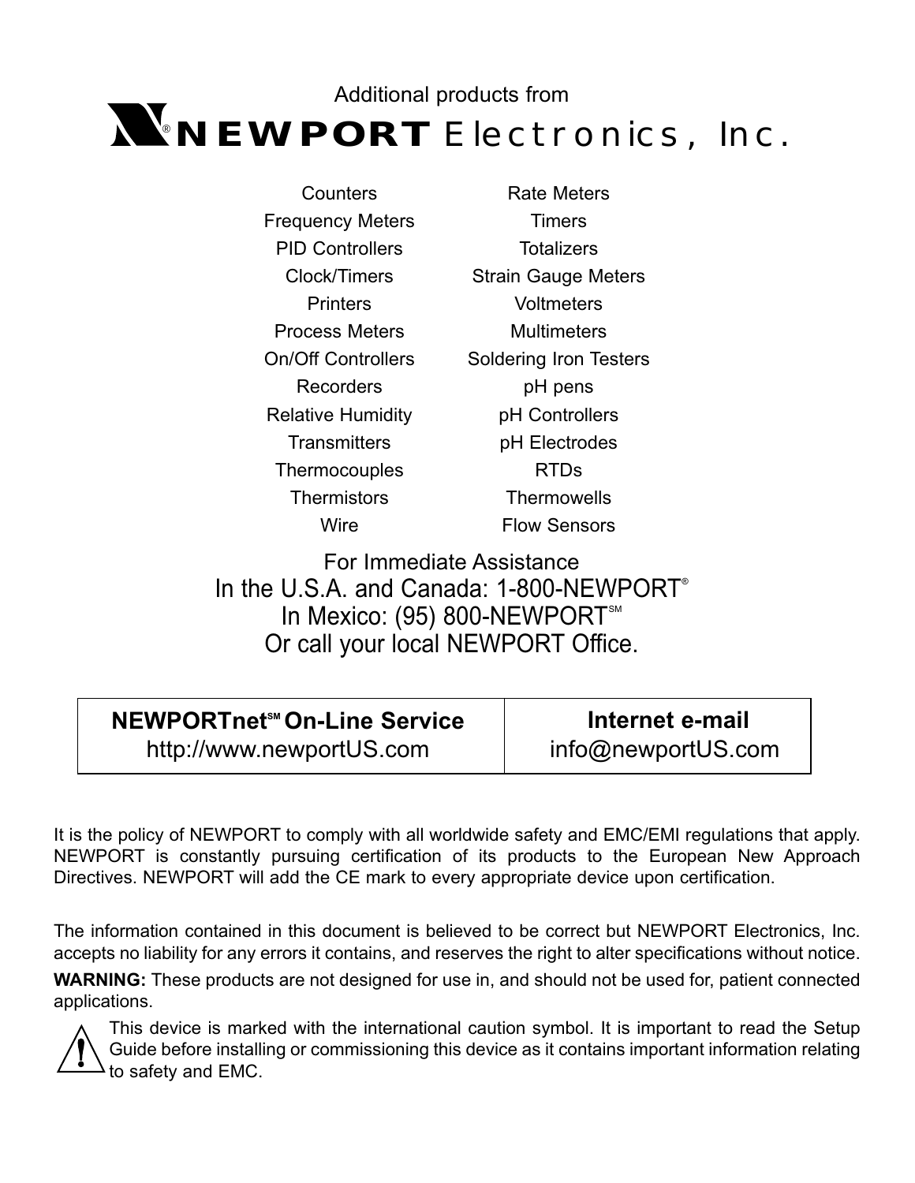Additional products from

# NEWPORT® Electronics, Inc.

| | |
|---|---|
| Counters | Rate Meters |
| Frequency Meters | Timers |
| PID Controllers | Totalizers |
| Clock/Timers | Strain Gauge Meters |
| Printers | Voltmeters |
| Process Meters | Multimeters |
| On/Off Controllers | Soldering Iron Testers |
| Recorders | pH pens |
| Relative Humidity | pH Controllers |
| Transmitters | pH Electrodes |
| Thermocouples | RTDs |
| Thermistors | Thermowells |
| Wire | Flow Sensors |

For Immediate Assistance
In the U.S.A. and Canada: 1-800-NEWPORT®
In Mexico: (95) 800-NEWPORT℠
Or call your local NEWPORT Office.

| **NEWPORTnet℠ On-Line Service** | **Internet e-mail** |
|---|---|
| http://www.newportUS.com | info@newportUS.com |

It is the policy of NEWPORT to comply with all worldwide safety and EMC/EMI regulations that apply. NEWPORT is constantly pursuing certification of its products to the European New Approach Directives. NEWPORT will add the CE mark to every appropriate device upon certification.

The information contained in this document is believed to be correct but NEWPORT Electronics, Inc. accepts no liability for any errors it contains, and reserves the right to alter specifications without notice.

**WARNING:** These products are not designed for use in, and should not be used for, patient connected applications.

⚠ This device is marked with the international caution symbol. It is important to read the Setup Guide before installing or commissioning this device as it contains important information relating to safety and EMC.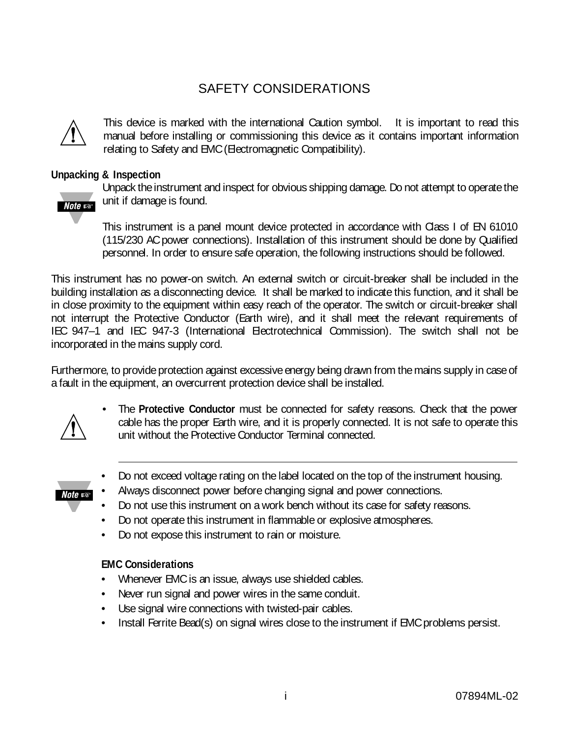# SAFETY CONSIDERATIONS

This device is marked with the international Caution symbol. It is important to read this manual before installing or commissioning this device as it contains important information relating to Safety and EMC (Electromagnetic Compatibility).

**Unpacking & Inspection**

Unpack the instrument and inspect for obvious shipping damage. Do not attempt to operate the unit if damage is found.

This instrument is a panel mount device protected in accordance with Class I of EN 61010 (115/230 AC power connections). Installation of this instrument should be done by Qualified personnel. In order to ensure safe operation, the following instructions should be followed.

This instrument has no power-on switch. An external switch or circuit-breaker shall be included in the building installation as a disconnecting device. It shall be marked to indicate this function, and it shall be in close proximity to the equipment within easy reach of the operator. The switch or circuit-breaker shall not interrupt the Protective Conductor (Earth wire), and it shall meet the relevant requirements of IEC 947–1 and IEC 947-3 (International Electrotechnical Commission). The switch shall not be incorporated in the mains supply cord.

Furthermore, to provide protection against excessive energy being drawn from the mains supply in case of a fault in the equipment, an overcurrent protection device shall be installed.

- The **Protective Conductor** must be connected for safety reasons. Check that the power cable has the proper Earth wire, and it is properly connected. It is not safe to operate this unit without the Protective Conductor Terminal connected.

---

- Do not exceed voltage rating on the label located on the top of the instrument housing.
- Always disconnect power before changing signal and power connections.
- Do not use this instrument on a work bench without its case for safety reasons.
- Do not operate this instrument in flammable or explosive atmospheres.
- Do not expose this instrument to rain or moisture.

**EMC Considerations**

- Whenever EMC is an issue, always use shielded cables.
- Never run signal and power wires in the same conduit.
- Use signal wire connections with twisted-pair cables.
- Install Ferrite Bead(s) on signal wires close to the instrument if EMC problems persist.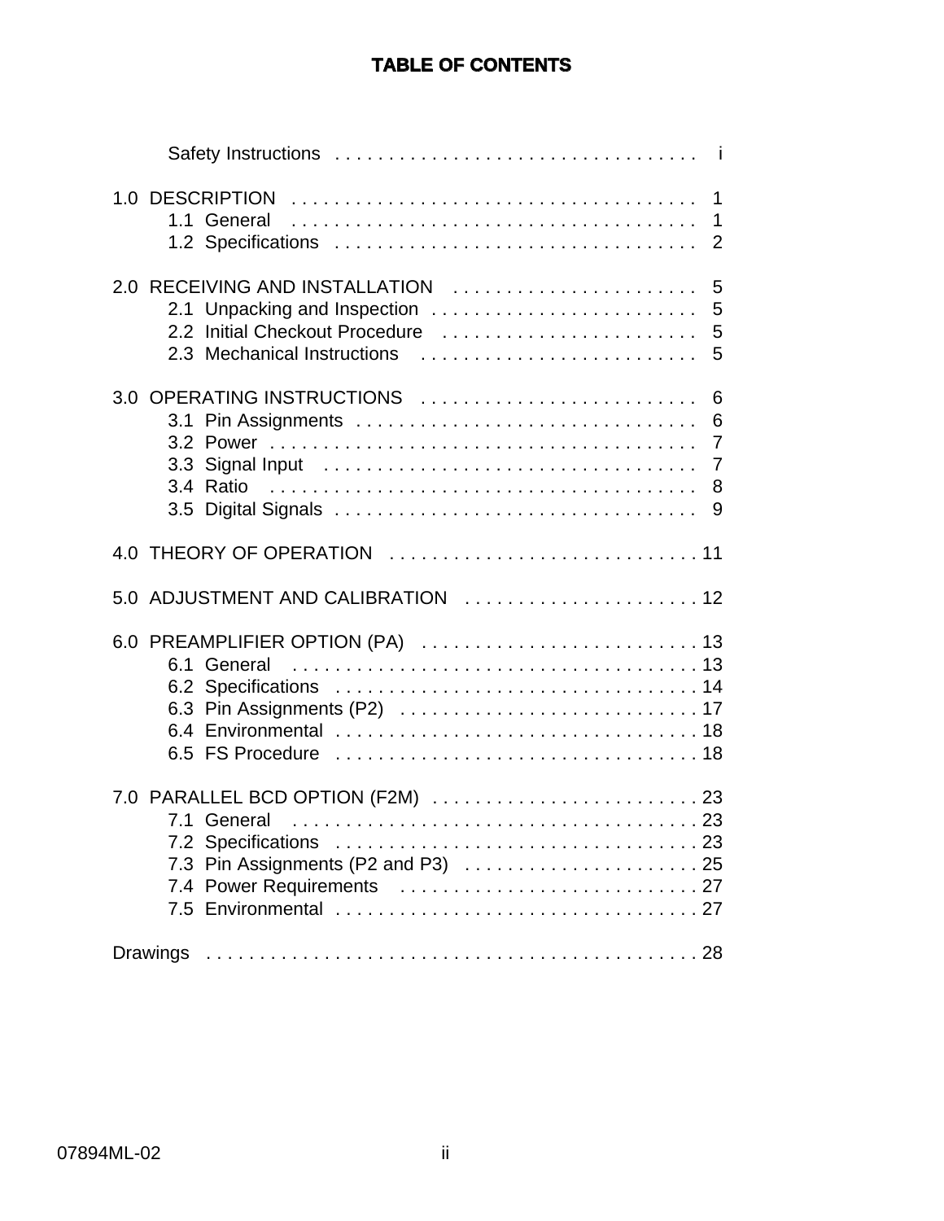# TABLE OF CONTENTS

Safety Instructions . . . . . . . . . . . . . . . . . . . . . . . . . . . . . . . . . . i

1.0 DESCRIPTION . . . . . . . . . . . . . . . . . . . . . . . . . . . . . . . . . . . . . 1
- 1.1 General . . . . . . . . . . . . . . . . . . . . . . . . . . . . . . . . . . . . . 1
- 1.2 Specifications . . . . . . . . . . . . . . . . . . . . . . . . . . . . . . . . . 2

2.0 RECEIVING AND INSTALLATION . . . . . . . . . . . . . . . . . . . . . . . 5
- 2.1 Unpacking and Inspection . . . . . . . . . . . . . . . . . . . . . . . . . 5
- 2.2 Initial Checkout Procedure . . . . . . . . . . . . . . . . . . . . . . . . 5
- 2.3 Mechanical Instructions . . . . . . . . . . . . . . . . . . . . . . . . . . 5

3.0 OPERATING INSTRUCTIONS . . . . . . . . . . . . . . . . . . . . . . . . . . 6
- 3.1 Pin Assignments . . . . . . . . . . . . . . . . . . . . . . . . . . . . . . . 6
- 3.2 Power . . . . . . . . . . . . . . . . . . . . . . . . . . . . . . . . . . . . . . . 7
- 3.3 Signal Input . . . . . . . . . . . . . . . . . . . . . . . . . . . . . . . . . . 7
- 3.4 Ratio . . . . . . . . . . . . . . . . . . . . . . . . . . . . . . . . . . . . . . . 8
- 3.5 Digital Signals . . . . . . . . . . . . . . . . . . . . . . . . . . . . . . . . 9

4.0 THEORY OF OPERATION . . . . . . . . . . . . . . . . . . . . . . . . . . . . 11

5.0 ADJUSTMENT AND CALIBRATION . . . . . . . . . . . . . . . . . . . . . . 12

6.0 PREAMPLIFIER OPTION (PA) . . . . . . . . . . . . . . . . . . . . . . . . . 13
- 6.1 General . . . . . . . . . . . . . . . . . . . . . . . . . . . . . . . . . . . . . 13
- 6.2 Specifications . . . . . . . . . . . . . . . . . . . . . . . . . . . . . . . . . 14
- 6.3 Pin Assignments (P2) . . . . . . . . . . . . . . . . . . . . . . . . . . . 17
- 6.4 Environmental . . . . . . . . . . . . . . . . . . . . . . . . . . . . . . . . . 18
- 6.5 FS Procedure . . . . . . . . . . . . . . . . . . . . . . . . . . . . . . . . . 18

7.0 PARALLEL BCD OPTION (F2M) . . . . . . . . . . . . . . . . . . . . . . . . 23
- 7.1 General . . . . . . . . . . . . . . . . . . . . . . . . . . . . . . . . . . . . . 23
- 7.2 Specifications . . . . . . . . . . . . . . . . . . . . . . . . . . . . . . . . . 23
- 7.3 Pin Assignments (P2 and P3) . . . . . . . . . . . . . . . . . . . . . . 25
- 7.4 Power Requirements . . . . . . . . . . . . . . . . . . . . . . . . . . . . 27
- 7.5 Environmental . . . . . . . . . . . . . . . . . . . . . . . . . . . . . . . . . 27

Drawings . . . . . . . . . . . . . . . . . . . . . . . . . . . . . . . . . . . . . . . . . . . . 28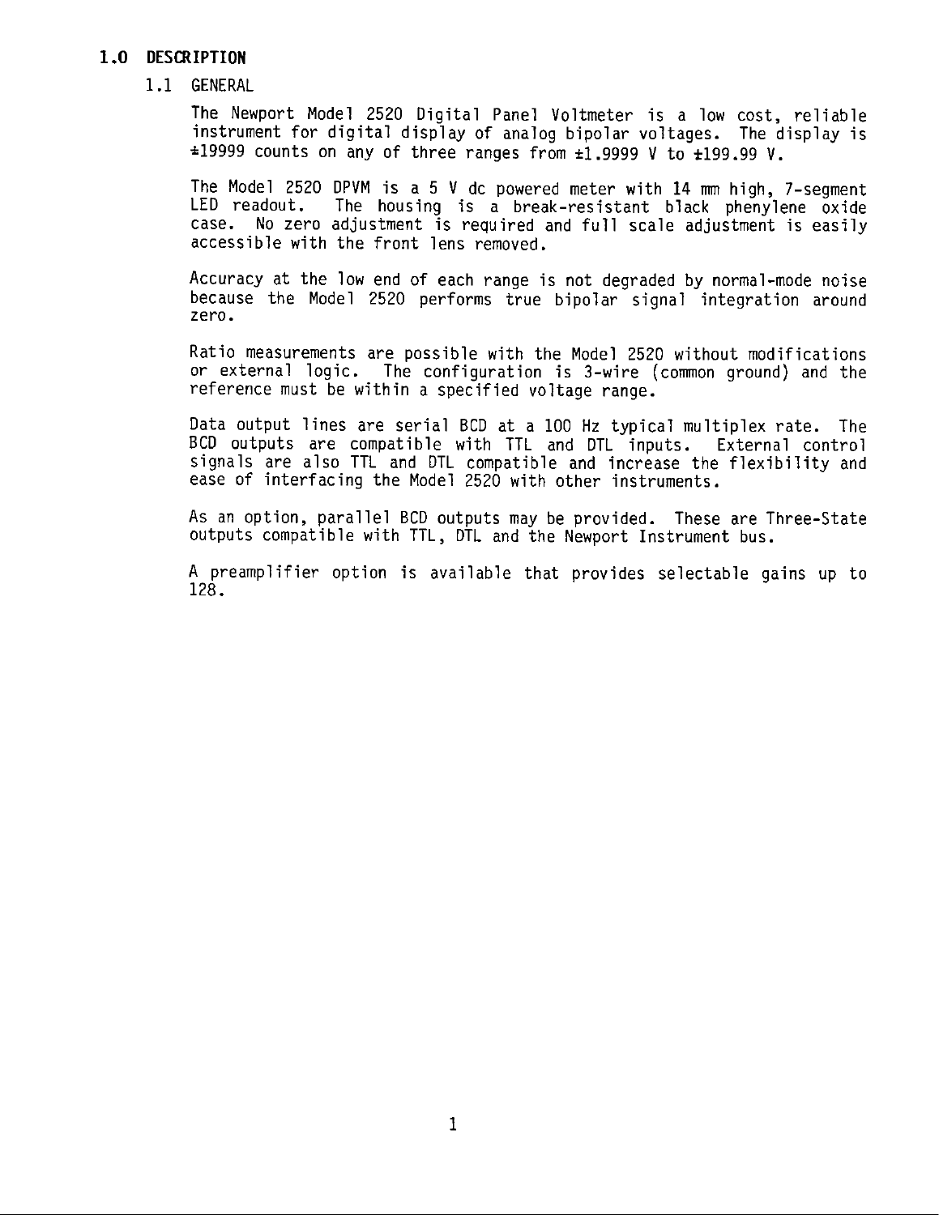# 1.0 DESCRIPTION

## 1.1 GENERAL

The Newport Model 2520 Digital Panel Voltmeter is a low cost, reliable instrument for digital display of analog bipolar voltages. The display is ±19999 counts on any of three ranges from ±1.9999 V to ±199.99 V.

The Model 2520 DPVM is a 5 V dc powered meter with 14 mm high, 7-segment LED readout. The housing is a break-resistant black phenylene oxide case. No zero adjustment is required and full scale adjustment is easily accessible with the front lens removed.

Accuracy at the low end of each range is not degraded by normal-mode noise because the Model 2520 performs true bipolar signal integration around zero.

Ratio measurements are possible with the Model 2520 without modifications or external logic. The configuration is 3-wire (common ground) and the reference must be within a specified voltage range.

Data output lines are serial BCD at a 100 Hz typical multiplex rate. The BCD outputs are compatible with TTL and DTL inputs. External control signals are also TTL and DTL compatible and increase the flexibility and ease of interfacing the Model 2520 with other instruments.

As an option, parallel BCD outputs may be provided. These are Three-State outputs compatible with TTL, DTL and the Newport Instrument bus.

A preamplifier option is available that provides selectable gains up to 128.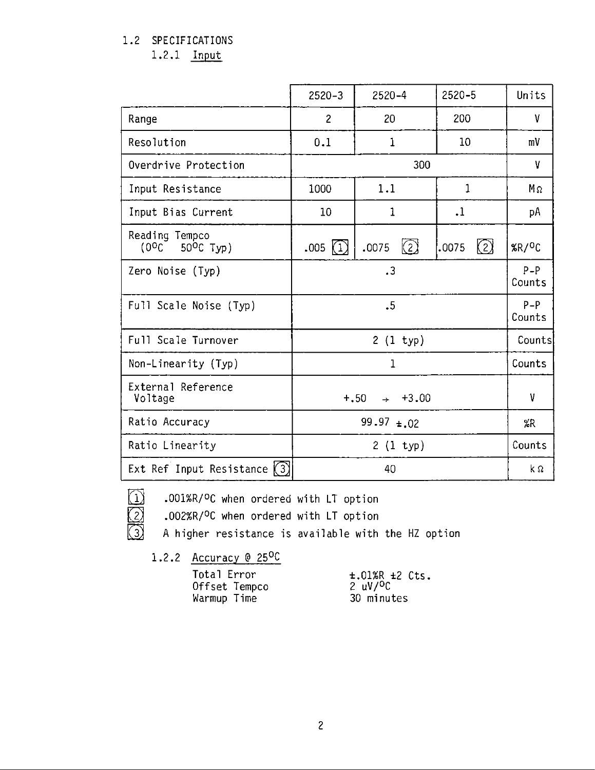## 1.2 SPECIFICATIONS

### 1.2.1 Input

| | 2520-3 | 2520-4 | 2520-5 | Units |
|---|---|---|---|---|
| Range | 2 | 20 | 200 | V |
| Resolution | 0.1 | 1 | 10 | mV |
| Overdrive Protection | 300 | | | V |
| Input Resistance | 1000 | 1.1 | 1 | MΩ |
| Input Bias Current | 10 | 1 | .1 | pA |
| Reading Tempco ($0^oC$ $50^oC$ Typ) | .005 [1] | .0075 [2] | .0075 [2] | $\%R/^oC$ |
| Zero Noise (Typ) | .3 | | | P-P Counts |
| Full Scale Noise (Typ) | .5 | | | P-P Counts |
| Full Scale Turnover | 2 (1 typ) | | | Counts |
| Non-Linearity (Typ) | 1 | | | Counts |
| External Reference Voltage | +.50 → +3.00 | | | V |
| Ratio Accuracy | 99.97 ±.02 | | | %R |
| Ratio Linearity | 2 (1 typ) | | | Counts |
| Ext Ref Input Resistance [3] | 40 | | | kΩ |

[1] $.001\%R/^oC$ when ordered with LT option

[2] $.002\%R/^oC$ when ordered with LT option

[3] A higher resistance is available with the HZ option

### 1.2.2 Accuracy @ $25^oC$

| | |
|---|---|
| Total Error | ±.01%R ±2 Cts. |
| Offset Tempco | 2 $uV/^oC$ |
| Warmup Time | 30 minutes |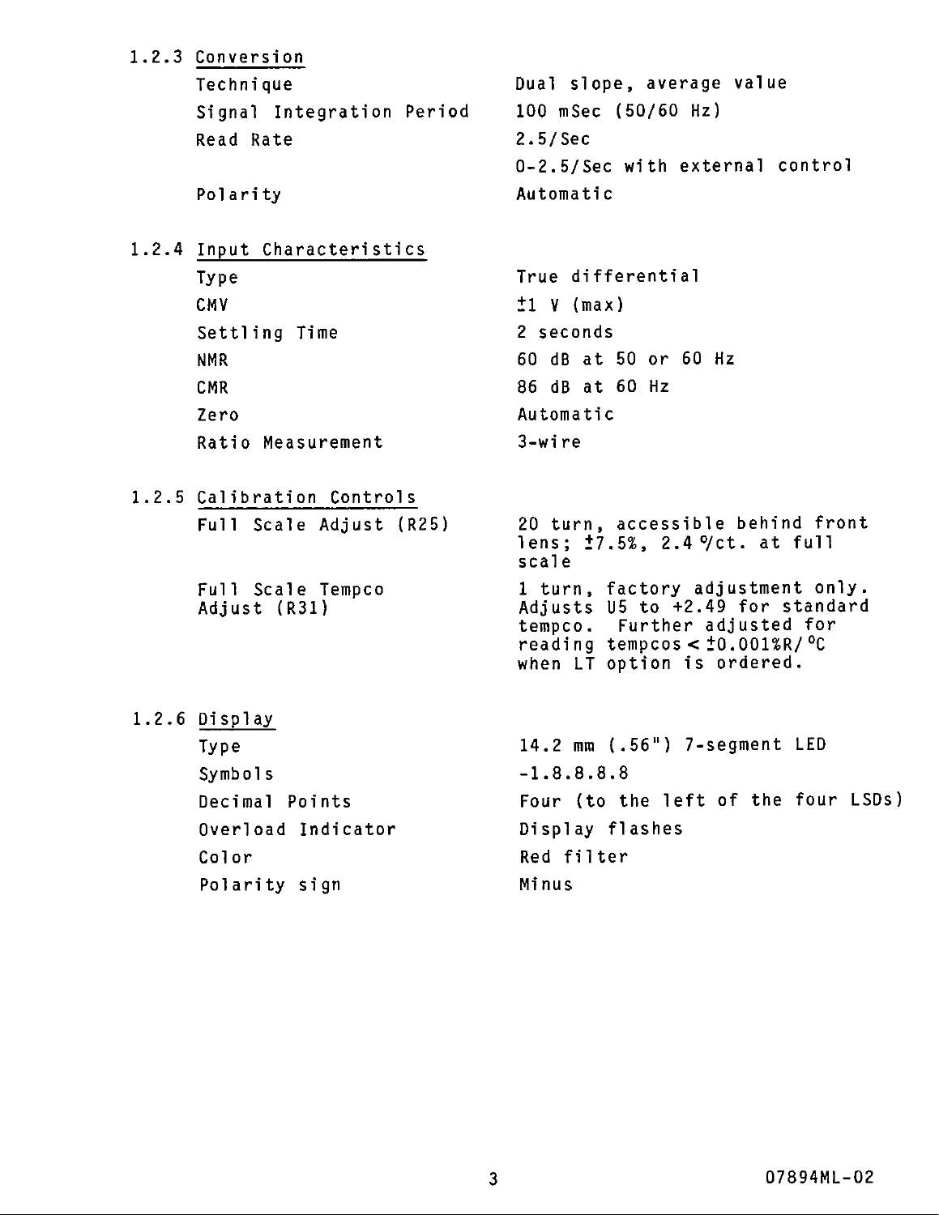### 1.2.3 Conversion

| | |
|---|---|
| Technique | Dual slope, average value |
| Signal Integration Period | 100 mSec (50/60 Hz) |
| Read Rate | 2.5/Sec<br>0-2.5/Sec with external control |
| Polarity | Automatic |

### 1.2.4 Input Characteristics

| | |
|---|---|
| Type | True differential |
| CMV | ±1 V (max) |
| Settling Time | 2 seconds |
| NMR | 60 dB at 50 or 60 Hz |
| CMR | 86 dB at 60 Hz |
| Zero | Automatic |
| Ratio Measurement | 3-wire |

### 1.2.5 Calibration Controls

| | |
|---|---|
| Full Scale Adjust (R25) | 20 turn, accessible behind front lens; ±7.5%, 2.4 %/ct. at full scale |
| Full Scale Tempco Adjust (R31) | 1 turn, factory adjustment only. Adjusts U5 to +2.49 for standard tempco. Further adjusted for reading tempcos < ±0.001%R/°C when LT option is ordered. |

### 1.2.6 Display

| | |
|---|---|
| Type | 14.2 mm (.56") 7-segment LED |
| Symbols | -1.8.8.8.8 |
| Decimal Points | Four (to the left of the four LSDs) |
| Overload Indicator | Display flashes |
| Color | Red filter |
| Polarity sign | Minus |

07894ML-02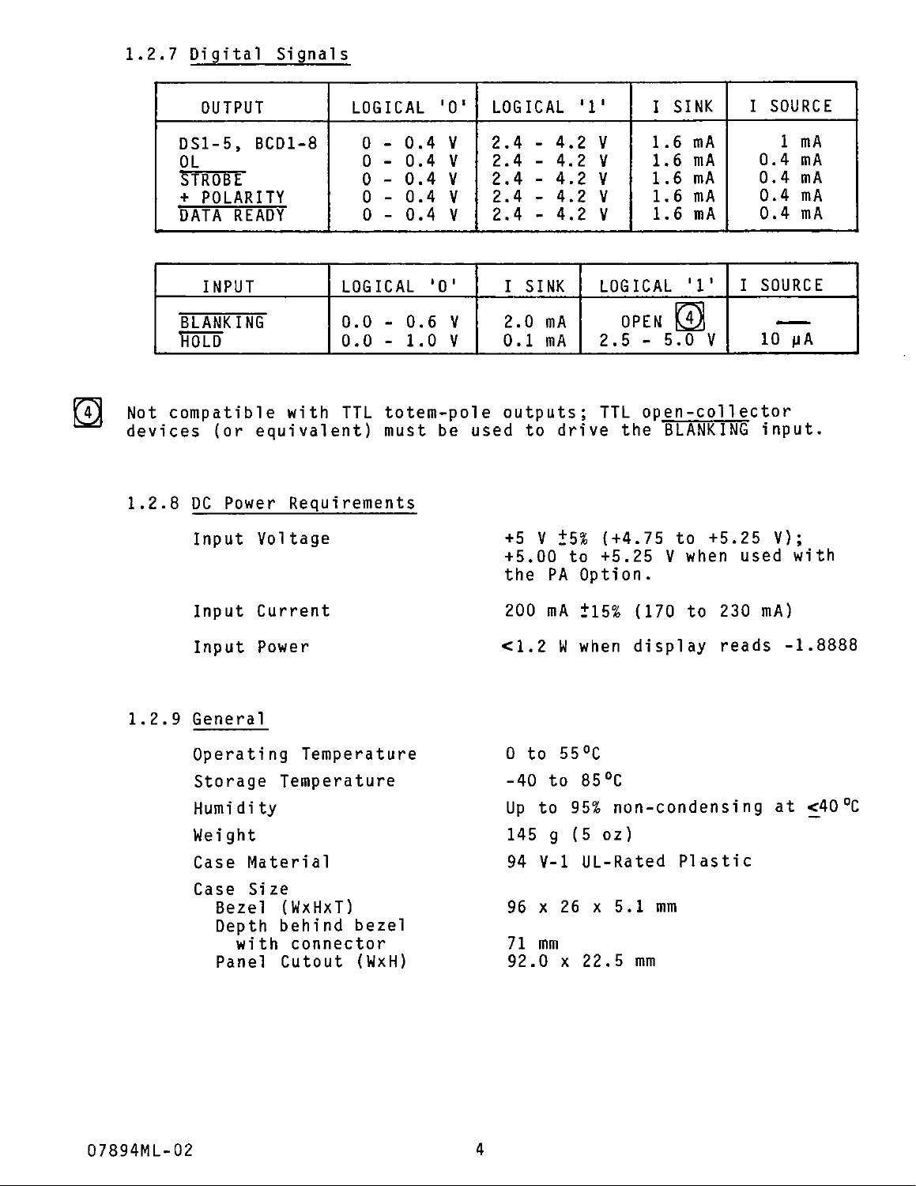### 1.2.7 Digital Signals

| OUTPUT | LOGICAL '0' | LOGICAL '1' | I SINK | I SOURCE |
|---|---|---|---|---|
| DS1-5, BCD1-8 | 0 - 0.4 V | 2.4 - 4.2 V | 1.6 mA | 1 mA |
| OL | 0 - 0.4 V | 2.4 - 4.2 V | 1.6 mA | 0.4 mA |
| STROBE | 0 - 0.4 V | 2.4 - 4.2 V | 1.6 mA | 0.4 mA |
| + POLARITY | 0 - 0.4 V | 2.4 - 4.2 V | 1.6 mA | 0.4 mA |
| DATA READY | 0 - 0.4 V | 2.4 - 4.2 V | 1.6 mA | 0.4 mA |

| INPUT | LOGICAL '0' | I SINK | LOGICAL '1' | I SOURCE |
|---|---|---|---|---|
| BLANKING | 0.0 - 0.6 V | 2.0 mA | OPEN (4) | — |
| HOLD | 0.0 - 1.0 V | 0.1 mA | 2.5 - 5.0 V | 10 µA |

(4) Not compatible with TTL totem-pole outputs; TTL open-collector devices (or equivalent) must be used to drive the BLANKING input.

### 1.2.8 DC Power Requirements

| | |
|---|---|
| Input Voltage | +5 V ±5% (+4.75 to +5.25 V); +5.00 to +5.25 V when used with the PA Option. |
| Input Current | 200 mA ±15% (170 to 230 mA) |
| Input Power | <1.2 W when display reads -1.8888 |

### 1.2.9 General

| | |
|---|---|
| Operating Temperature | 0 to 55°C |
| Storage Temperature | -40 to 85°C |
| Humidity | Up to 95% non-condensing at ≤40°C |
| Weight | 145 g (5 oz) |
| Case Material | 94 V-1 UL-Rated Plastic |
| Case Size | |
| Bezel (WxHxT) | 96 x 26 x 5.1 mm |
| Depth behind bezel with connector | 71 mm |
| Panel Cutout (WxH) | 92.0 x 22.5 mm |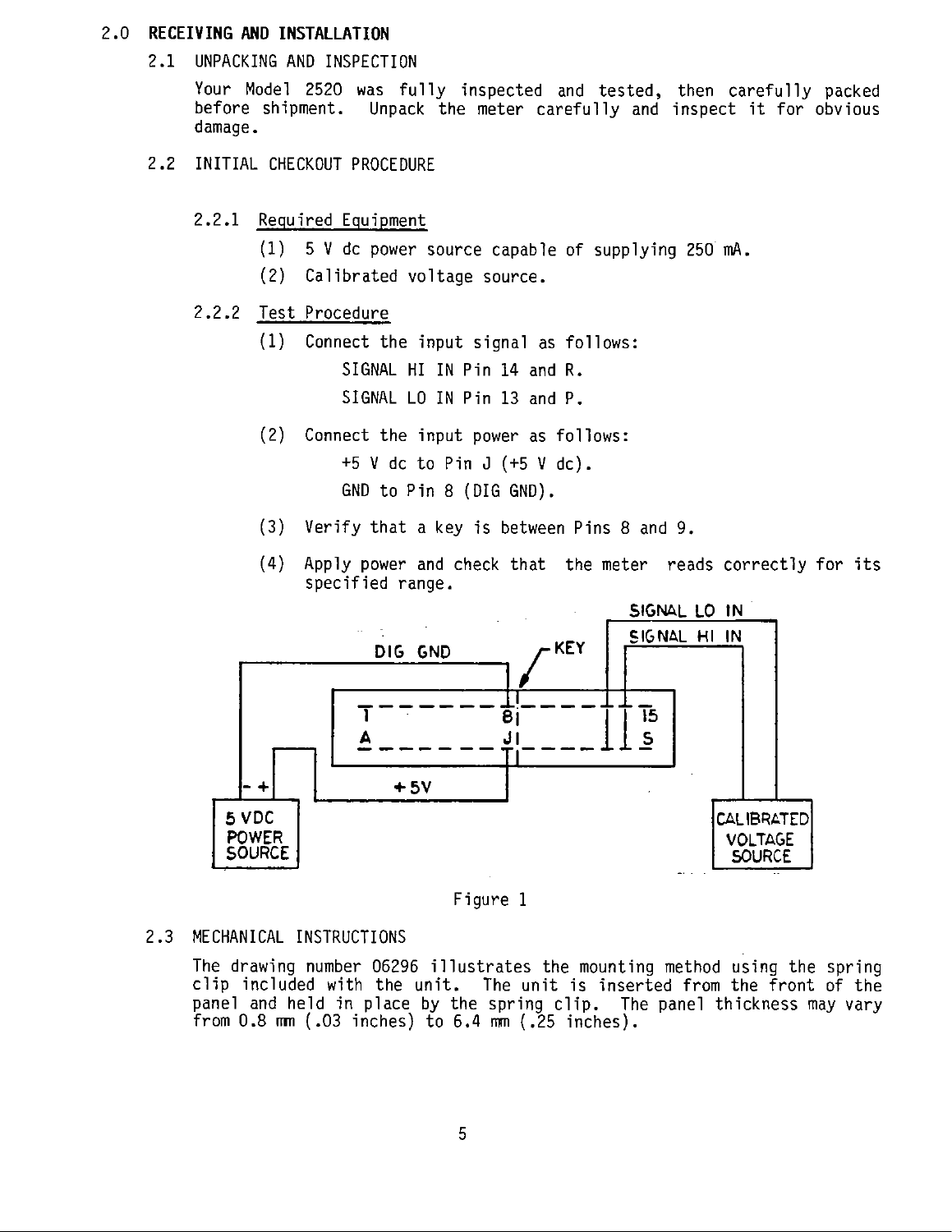# 2.0 RECEIVING AND INSTALLATION

## 2.1 UNPACKING AND INSPECTION

Your Model 2520 was fully inspected and tested, then carefully packed before shipment. Unpack the meter carefully and inspect it for obvious damage.

## 2.2 INITIAL CHECKOUT PROCEDURE

### 2.2.1 Required Equipment

(1) 5 V dc power source capable of supplying 250 mA.

(2) Calibrated voltage source.

### 2.2.2 Test Procedure

(1) Connect the input signal as follows:

SIGNAL HI IN Pin 14 and R.

SIGNAL LO IN Pin 13 and P.

(2) Connect the input power as follows:

+5 V dc to Pin J (+5 V dc).

GND to Pin 8 (DIG GND).

(3) Verify that a key is between Pins 8 and 9.

(4) Apply power and check that the meter reads correctly for its specified range.

SIGNAL LO IN

SIGNAL HI IN

DIG GND

KEY

1 8 15

A J S

+5V

5 VDC POWER SOURCE

CALIBRATED VOLTAGE SOURCE

Figure 1

## 2.3 MECHANICAL INSTRUCTIONS

The drawing number 06296 illustrates the mounting method using the spring clip included with the unit. The unit is inserted from the front of the panel and held in place by the spring clip. The panel thickness may vary from 0.8 mm (.03 inches) to 6.4 mm (.25 inches).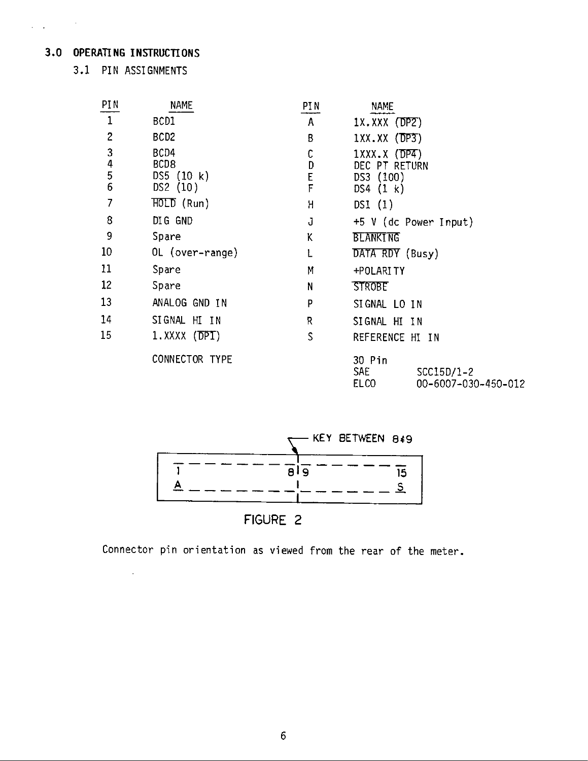# 3.0 OPERATING INSTRUCTIONS

## 3.1 PIN ASSIGNMENTS

| PIN | NAME | PIN | NAME |
|---|---|---|---|
| 1 | BCD1 | A | 1X.XXX ($\overline{DP2}$) |
| 2 | BCD2 | B | 1XX.XX ($\overline{DP3}$) |
| 3 | BCD4 | C | 1XXX.X ($\overline{DP4}$) |
| 4 | BCD8 | D | DEC PT RETURN |
| 5 | DS5 (10 k) | E | DS3 (100) |
| 6 | DS2 (10) | F | DS4 (1 k) |
| 7 | $\overline{HOLD}$ (Run) | H | DS1 (1) |
| 8 | DIG GND | J | +5 V (dc Power Input) |
| 9 | Spare | K | $\overline{BLANKING}$ |
| 10 | OL (over-range) | L | $\overline{DATA\ RDY}$ (Busy) |
| 11 | Spare | M | +POLARITY |
| 12 | Spare | N | $\overline{STROBE}$ |
| 13 | ANALOG GND IN | P | SIGNAL LO IN |
| 14 | SIGNAL HI IN | R | SIGNAL HI IN |
| 15 | 1.XXXX ($\overline{DP1}$) | S | REFERENCE HI IN |

CONNECTOR TYPE: 30 Pin
SAE SCC15D/1-2
ELCO 00-6007-030-450-012

KEY BETWEEN 8 & 9

```
 1 - - - - - - - - 8 | 9 - - - - - - - 15
 A - - - - - - - - - | - - - - - - - -  S
```

FIGURE 2

Connector pin orientation as viewed from the rear of the meter.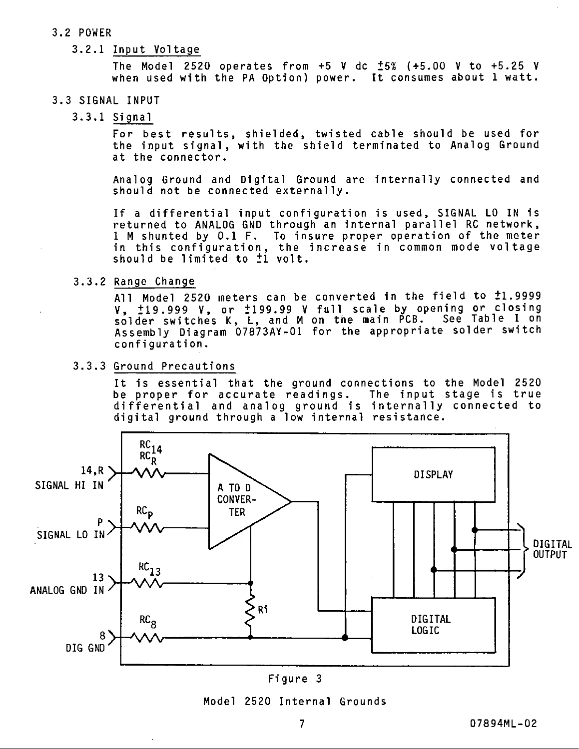## 3.2 POWER

### 3.2.1 Input Voltage

The Model 2520 operates from +5 V dc ±5% (+5.00 V to +5.25 V when used with the PA Option) power. It consumes about 1 watt.

## 3.3 SIGNAL INPUT

### 3.3.1 Signal

For best results, shielded, twisted cable should be used for the input signal, with the shield terminated to Analog Ground at the connector.

Analog Ground and Digital Ground are internally connected and should not be connected externally.

If a differential input configuration is used, SIGNAL LO IN is returned to ANALOG GND through an internal parallel RC network, 1 M shunted by 0.1 F. To insure proper operation of the meter in this configuration, the increase in common mode voltage should be limited to ±1 volt.

### 3.3.2 Range Change

All Model 2520 meters can be converted in the field to ±1.9999 V, ±19.999 V, or ±199.99 V full scale by opening or closing solder switches K, L, and M on the main PCB. See Table I on Assembly Diagram 07873AY-01 for the appropriate solder switch configuration.

### 3.3.3 Ground Precautions

It is essential that the ground connections to the Model 2520 be proper for accurate readings. The input stage is true differential and analog ground is internally connected to digital ground through a low internal resistance.

Figure 3

Model 2520 Internal Grounds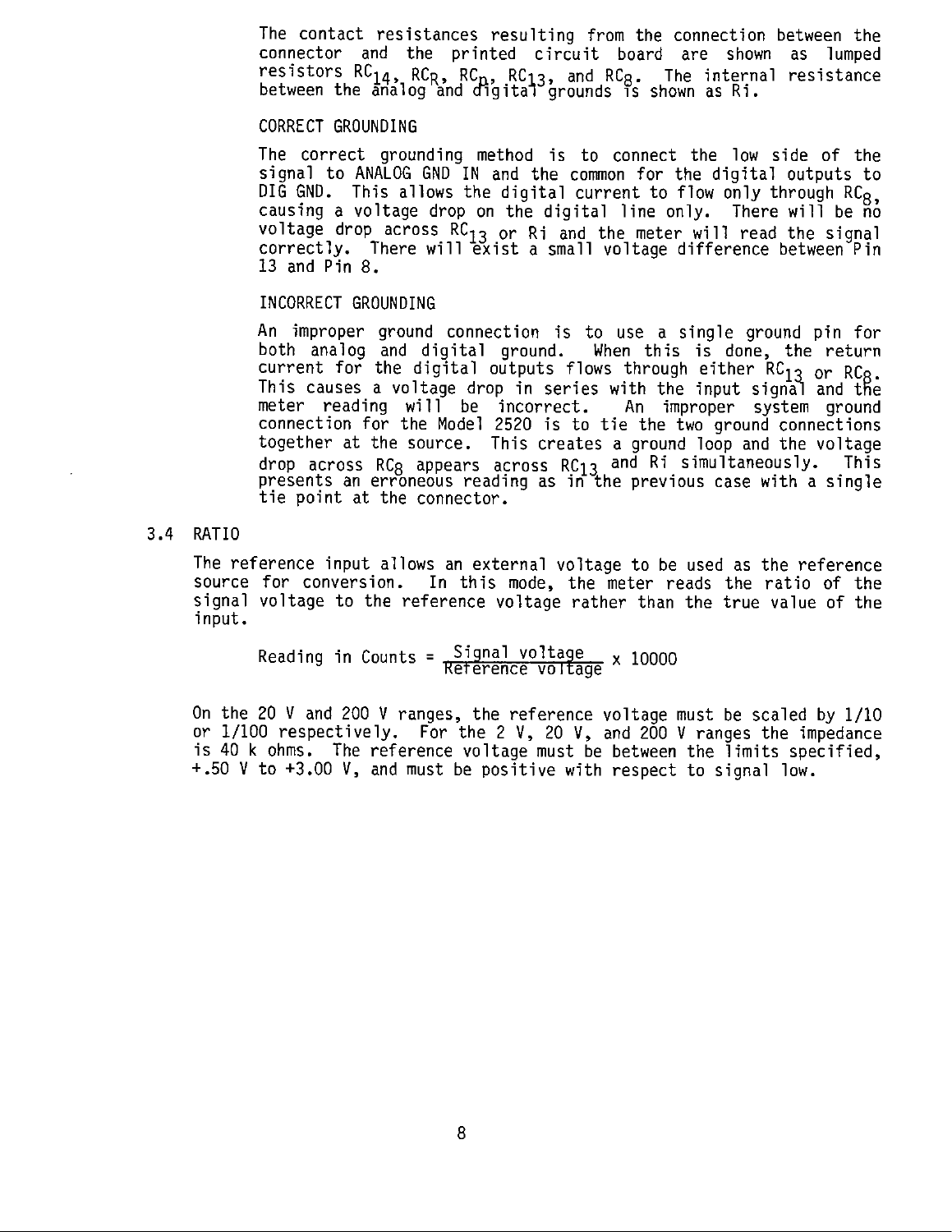The contact resistances resulting from the connection between the connector and the printed circuit board are shown as lumped resistors $RC_{14}$, $RC_R$, $RC_n$, $RC_{13}$, and $RC_8$. The internal resistance between the analog and digital grounds is shown as Ri.

CORRECT GROUNDING

The correct grounding method is to connect the low side of the signal to ANALOG GND IN and the common for the digital outputs to DIG GND. This allows the digital current to flow only through $RC_8$, causing a voltage drop on the digital line only. There will be no voltage drop across $RC_{13}$ or Ri and the meter will read the signal correctly. There will exist a small voltage difference between Pin 13 and Pin 8.

INCORRECT GROUNDING

An improper ground connection is to use a single ground pin for both analog and digital ground. When this is done, the return current for the digital outputs flows through either $RC_{13}$ or $RC_8$. This causes a voltage drop in series with the input signal and the meter reading will be incorrect. An improper system ground connection for the Model 2520 is to tie the two ground connections together at the source. This creates a ground loop and the voltage drop across $RC_8$ appears across $RC_{13}$ and Ri simultaneously. This presents an erroneous reading as in the previous case with a single tie point at the connector.

## 3.4 RATIO

The reference input allows an external voltage to be used as the reference source for conversion. In this mode, the meter reads the ratio of the signal voltage to the reference voltage rather than the true value of the input.

$$\text{Reading in Counts} = \frac{\text{Signal voltage}}{\text{Reference voltage}} \times 10000$$

On the 20 V and 200 V ranges, the reference voltage must be scaled by 1/10 or 1/100 respectively. For the 2 V, 20 V, and 200 V ranges the impedance is 40 k ohms. The reference voltage must be between the limits specified, +.50 V to +3.00 V, and must be positive with respect to signal low.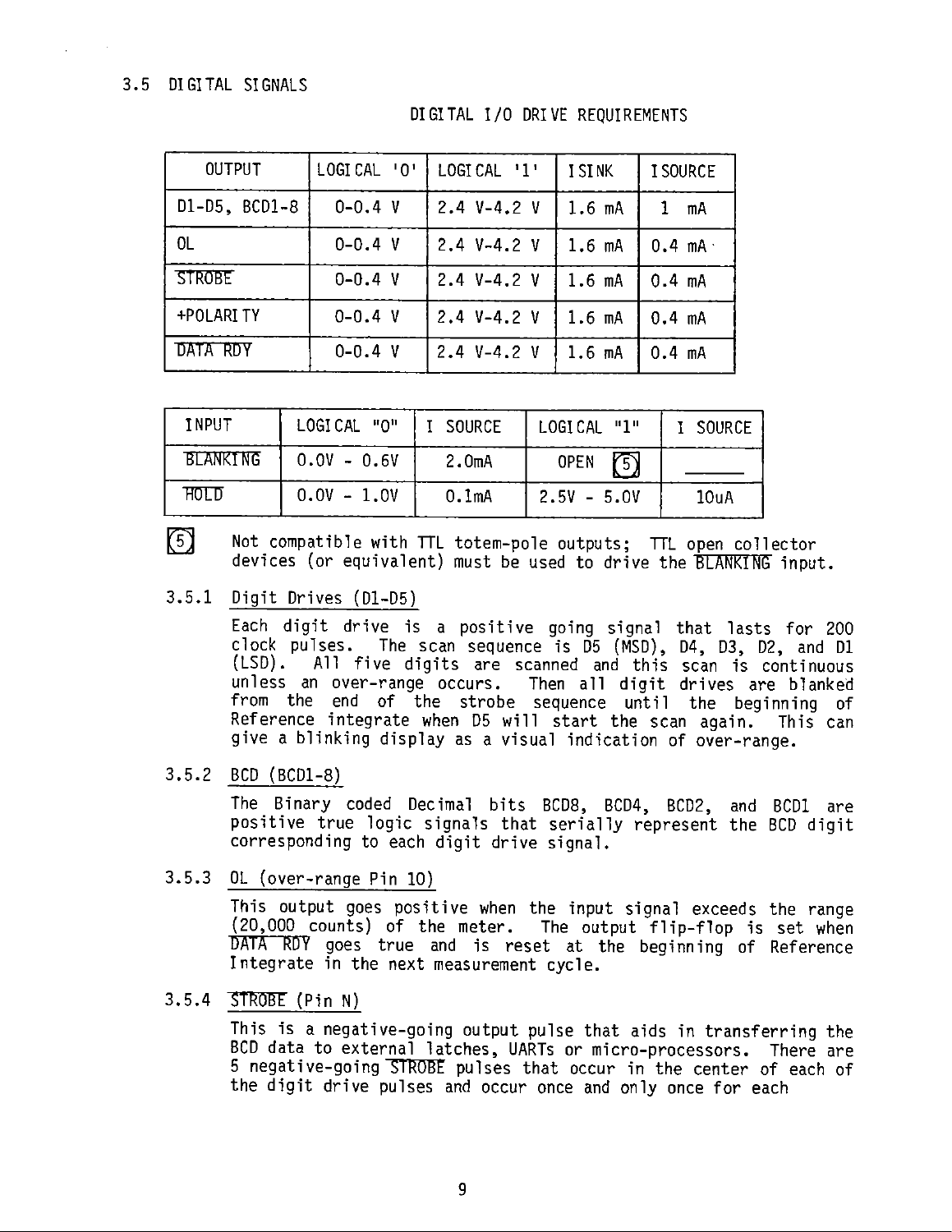## 3.5 DIGITAL SIGNALS

DIGITAL I/O DRIVE REQUIREMENTS

| OUTPUT | LOGICAL '0' | LOGICAL '1' | ISINK | ISOURCE |
|---|---|---|---|---|
| D1-D5, BCD1-8 | 0-0.4 V | 2.4 V-4.2 V | 1.6 mA | 1 mA |
| OL | 0-0.4 V | 2.4 V-4.2 V | 1.6 mA | 0.4 mA |
| $\overline{\text{STROBE}}$ | 0-0.4 V | 2.4 V-4.2 V | 1.6 mA | 0.4 mA |
| +POLARITY | 0-0.4 V | 2.4 V-4.2 V | 1.6 mA | 0.4 mA |
| $\overline{\text{DATA RDY}}$ | 0-0.4 V | 2.4 V-4.2 V | 1.6 mA | 0.4 mA |

| INPUT | LOGICAL "0" | I SOURCE | LOGICAL "1" | I SOURCE |
|---|---|---|---|---|
| $\overline{\text{BLANKING}}$ | 0.0V - 0.6V | 2.0mA | OPEN [5] | ——— |
| $\overline{\text{HOLD}}$ | 0.0V - 1.0V | 0.1mA | 2.5V - 5.0V | 10uA |

[5] Not compatible with TTL totem-pole outputs; TTL open collector devices (or equivalent) must be used to drive the $\overline{\text{BLANKING}}$ input.

### 3.5.1 Digit Drives (D1-D5)

Each digit drive is a positive going signal that lasts for 200 clock pulses. The scan sequence is D5 (MSD), D4, D3, D2, and D1 (LSD). All five digits are scanned and this scan is continuous unless an over-range occurs. Then all digit drives are blanked from the end of the strobe sequence until the beginning of Reference integrate when D5 will start the scan again. This can give a blinking display as a visual indication of over-range.

### 3.5.2 BCD (BCD1-8)

The Binary coded Decimal bits BCD8, BCD4, BCD2, and BCD1 are positive true logic signals that serially represent the BCD digit corresponding to each digit drive signal.

### 3.5.3 OL (over-range Pin 10)

This output goes positive when the input signal exceeds the range (20,000 counts) of the meter. The output flip-flop is set when $\overline{\text{DATA RDY}}$ goes true and is reset at the beginning of Reference Integrate in the next measurement cycle.

### 3.5.4 $\overline{\text{STROBE}}$ (Pin N)

This is a negative-going output pulse that aids in transferring the BCD data to external latches, UARTs or micro-processors. There are 5 negative-going $\overline{\text{STROBE}}$ pulses that occur in the center of each of the digit drive pulses and occur once and only once for each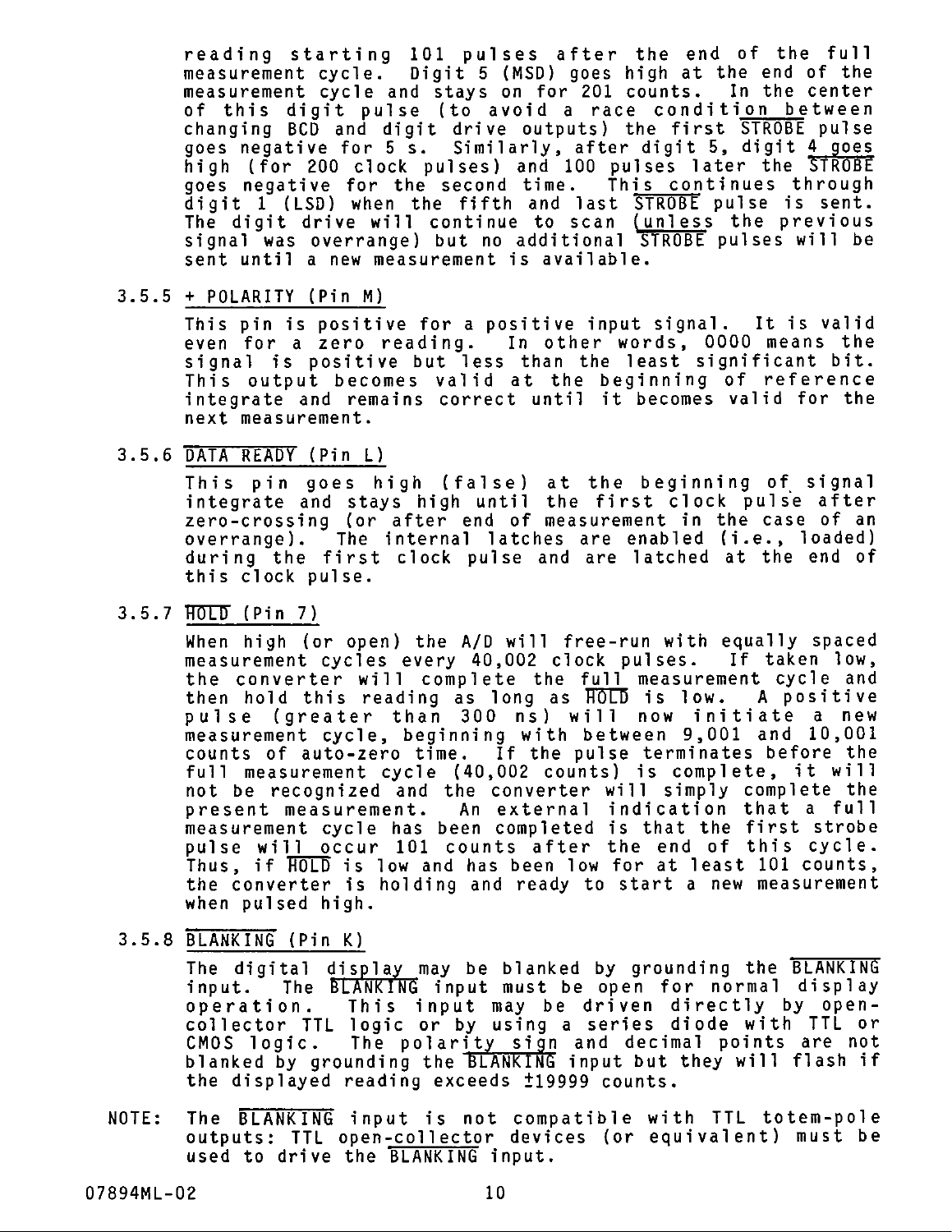reading starting 101 pulses after the end of the full measurement cycle. Digit 5 (MSD) goes high at the end of the measurement cycle and stays on for 201 counts. In the center of this digit pulse (to avoid a race condition between changing BCD and digit drive outputs) the first $\overline{\text{STROBE}}$ pulse goes negative for 5 s. Similarly, after digit 5, digit 4 goes high (for 200 clock pulses) and 100 pulses later the $\overline{\text{STROBE}}$ goes negative for the second time. This continues through digit 1 (LSD) when the fifth and last $\overline{\text{STROBE}}$ pulse is sent. The digit drive will continue to scan (unless the previous signal was overrange) but no additional $\overline{\text{STROBE}}$ pulses will be sent until a new measurement is available.

### 3.5.5 + POLARITY (Pin M)

This pin is positive for a positive input signal. It is valid even for a zero reading. In other words, 0000 means the signal is positive but less than the least significant bit. This output becomes valid at the beginning of reference integrate and remains correct until it becomes valid for the next measurement.

### 3.5.6 $\overline{\text{DATA READY}}$ (Pin L)

This pin goes high (false) at the beginning of signal integrate and stays high until the first clock pulse after zero-crossing (or after end of measurement in the case of an overrange). The internal latches are enabled (i.e., loaded) during the first clock pulse and are latched at the end of this clock pulse.

### 3.5.7 $\overline{\text{HOLD}}$ (Pin 7)

When high (or open) the A/D will free-run with equally spaced measurement cycles every 40,002 clock pulses. If taken low, the converter will complete the full measurement cycle and then hold this reading as long as $\overline{\text{HOLD}}$ is low. A positive pulse (greater than 300 ns) will now initiate a new measurement cycle, beginning with between 9,001 and 10,001 counts of auto-zero time. If the pulse terminates before the full measurement cycle (40,002 counts) is complete, it will not be recognized and the converter will simply complete the present measurement. An external indication that a full measurement cycle has been completed is that the first strobe pulse will occur 101 counts after the end of this cycle. Thus, if $\overline{\text{HOLD}}$ is low and has been low for at least 101 counts, the converter is holding and ready to start a new measurement when pulsed high.

### 3.5.8 $\overline{\text{BLANKING}}$ (Pin K)

The digital display may be blanked by grounding the $\overline{\text{BLANKING}}$ input. The $\overline{\text{BLANKING}}$ input must be open for normal display operation. This input may be driven directly by open-collector TTL logic or by using a series diode with TTL or CMOS logic. The polarity sign and decimal points are not blanked by grounding the $\overline{\text{BLANKING}}$ input but they will flash if the displayed reading exceeds ±19999 counts.

NOTE: The $\overline{\text{BLANKING}}$ input is not compatible with TTL totem-pole outputs: TTL open-collector devices (or equivalent) must be used to drive the $\overline{\text{BLANKING}}$ input.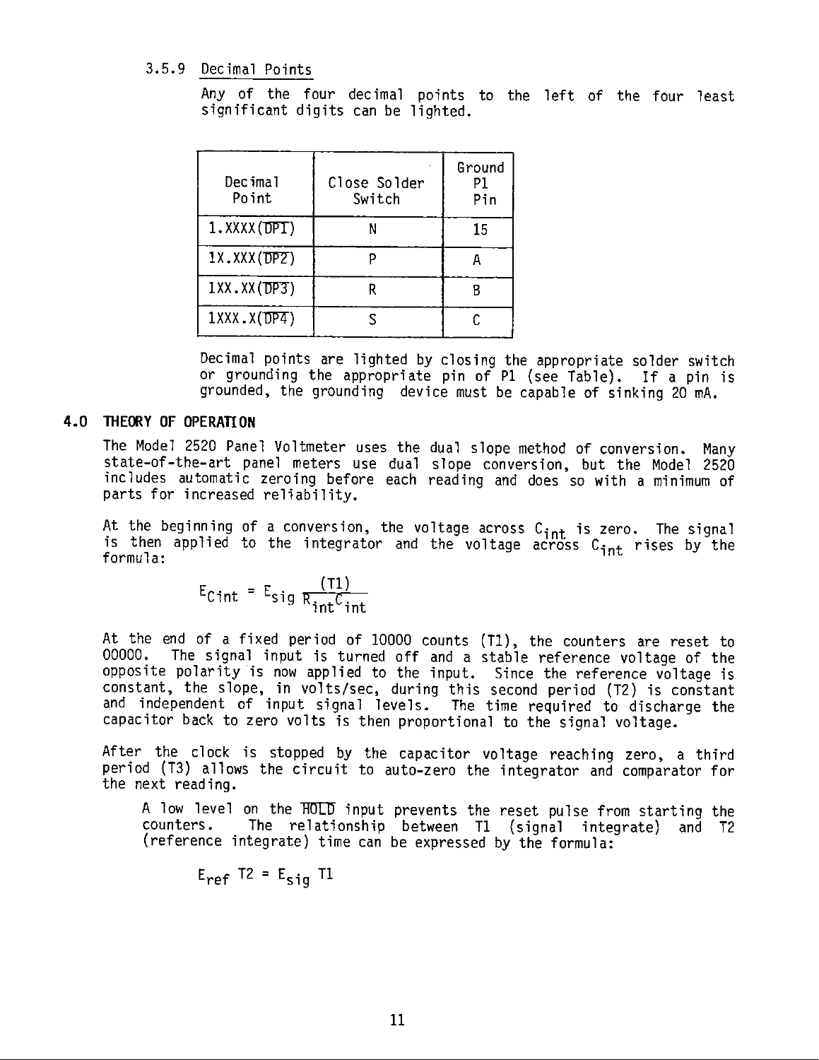### 3.5.9 Decimal Points

Any of the four decimal points to the left of the four least significant digits can be lighted.

| Decimal Point | Close Solder Switch | Ground P1 Pin |
|---|---|---|
| 1.XXXX($\overline{DP1}$) | N | 15 |
| 1X.XXX($\overline{DP2}$) | P | A |
| 1XX.XX($\overline{DP3}$) | R | B |
| 1XXX.X($\overline{DP4}$) | S | C |

Decimal points are lighted by closing the appropriate solder switch or grounding the appropriate pin of P1 (see Table). If a pin is grounded, the grounding device must be capable of sinking 20 mA.

## 4.0 THEORY OF OPERATION

The Model 2520 Panel Voltmeter uses the dual slope method of conversion. Many state-of-the-art panel meters use dual slope conversion, but the Model 2520 includes automatic zeroing before each reading and does so with a minimum of parts for increased reliability.

At the beginning of a conversion, the voltage across $C_{int}$ is zero. The signal is then applied to the integrator and the voltage across $C_{int}$ rises by the formula:

$$E_{Cint} = E_{sig} \frac{(T1)}{R_{int}C_{int}}$$

At the end of a fixed period of 10000 counts (T1), the counters are reset to 00000. The signal input is turned off and a stable reference voltage of the opposite polarity is now applied to the input. Since the reference voltage is constant, the slope, in volts/sec, during this second period (T2) is constant and independent of input signal levels. The time required to discharge the capacitor back to zero volts is then proportional to the signal voltage.

After the clock is stopped by the capacitor voltage reaching zero, a third period (T3) allows the circuit to auto-zero the integrator and comparator for the next reading.

A low level on the $\overline{HOLD}$ input prevents the reset pulse from starting the counters. The relationship between T1 (signal integrate) and T2 (reference integrate) time can be expressed by the formula:

$$E_{ref}\ T2 = E_{sig}\ T1$$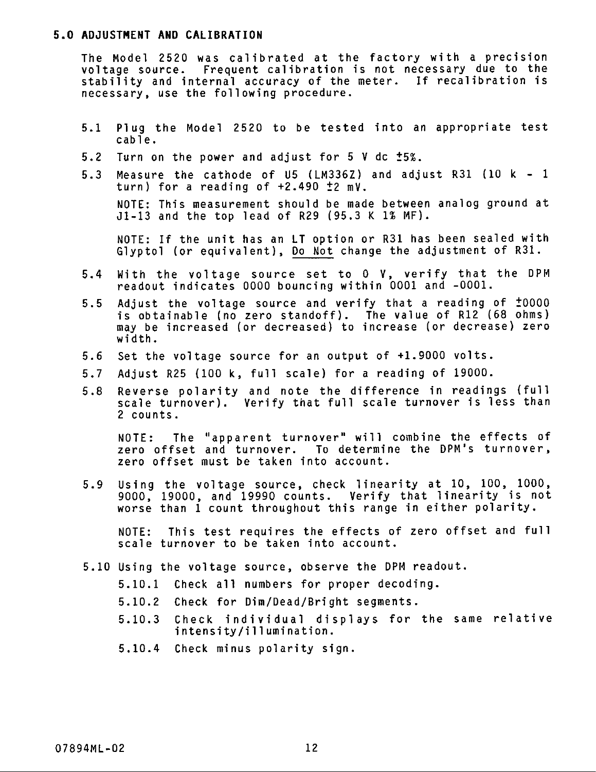# 5.0 ADJUSTMENT AND CALIBRATION

The Model 2520 was calibrated at the factory with a precision voltage source. Frequent calibration is not necessary due to the stability and internal accuracy of the meter. If recalibration is necessary, use the following procedure.

5.1 Plug the Model 2520 to be tested into an appropriate test cable.

5.2 Turn on the power and adjust for 5 V dc ±5%.

5.3 Measure the cathode of U5 (LM336Z) and adjust R31 (10 k - 1 turn) for a reading of +2.490 ±2 mV.

NOTE: This measurement should be made between analog ground at J1-13 and the top lead of R29 (95.3 K 1% MF).

NOTE: If the unit has an LT option or R31 has been sealed with Glyptol (or equivalent), <u>Do Not</u> change the adjustment of R31.

5.4 With the voltage source set to 0 V, verify that the DPM readout indicates 0000 bouncing within 0001 and -0001.

5.5 Adjust the voltage source and verify that a reading of ±0000 is obtainable (no zero standoff). The value of R12 (68 ohms) may be increased (or decreased) to increase (or decrease) zero width.

5.6 Set the voltage source for an output of +1.9000 volts.

5.7 Adjust R25 (100 k, full scale) for a reading of 19000.

5.8 Reverse polarity and note the difference in readings (full scale turnover). Verify that full scale turnover is less than 2 counts.

NOTE: The "apparent turnover" will combine the effects of zero offset and turnover. To determine the DPM's turnover, zero offset must be taken into account.

5.9 Using the voltage source, check linearity at 10, 100, 1000, 9000, 19000, and 19990 counts. Verify that linearity is not worse than 1 count throughout this range in either polarity.

NOTE: This test requires the effects of zero offset and full scale turnover to be taken into account.

5.10 Using the voltage source, observe the DPM readout.

5.10.1 Check all numbers for proper decoding.

5.10.2 Check for Dim/Dead/Bright segments.

5.10.3 Check individual displays for the same relative intensity/illumination.

5.10.4 Check minus polarity sign.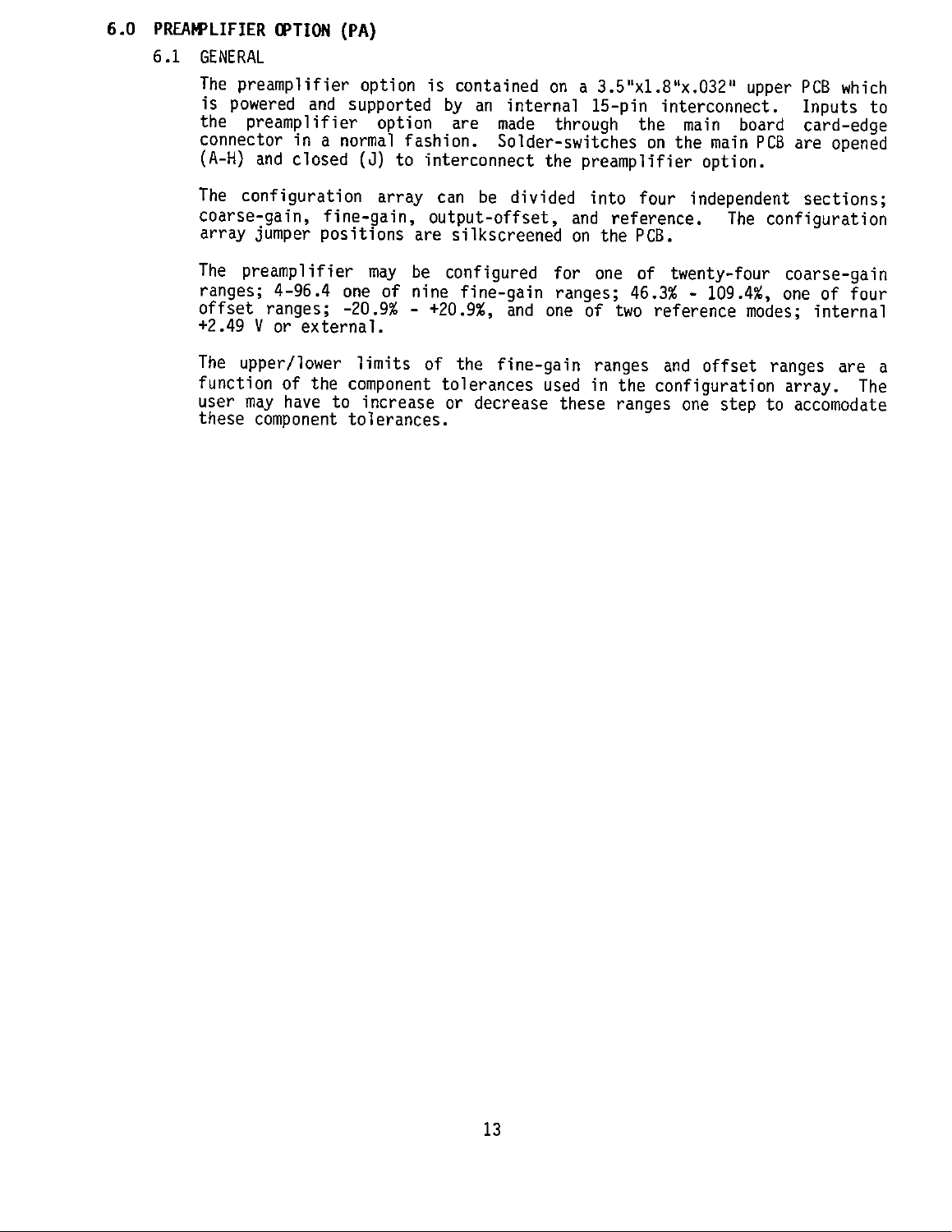## 6.0 PREAMPLIFIER OPTION (PA)

### 6.1 GENERAL

The preamplifier option is contained on a 3.5"x1.8"x.032" upper PCB which is powered and supported by an internal 15-pin interconnect. Inputs to the preamplifier option are made through the main board card-edge connector in a normal fashion. Solder-switches on the main PCB are opened (A-H) and closed (J) to interconnect the preamplifier option.

The configuration array can be divided into four independent sections; coarse-gain, fine-gain, output-offset, and reference. The configuration array jumper positions are silkscreened on the PCB.

The preamplifier may be configured for one of twenty-four coarse-gain ranges; 4-96.4 one of nine fine-gain ranges; 46.3% - 109.4%, one of four offset ranges; -20.9% - +20.9%, and one of two reference modes; internal +2.49 V or external.

The upper/lower limits of the fine-gain ranges and offset ranges are a function of the component tolerances used in the configuration array. The user may have to increase or decrease these ranges one step to accomodate these component tolerances.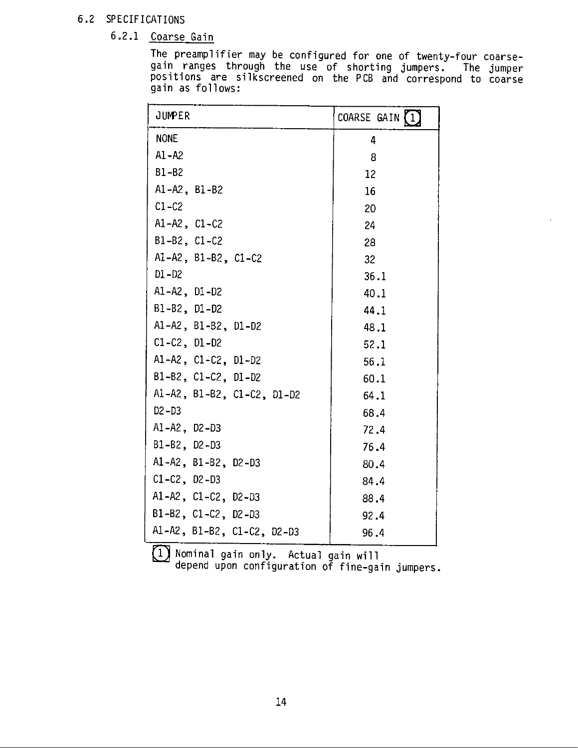## 6.2 SPECIFICATIONS

### 6.2.1 Coarse Gain

The preamplifier may be configured for one of twenty-four coarse-gain ranges through the use of shorting jumpers. The jumper positions are silkscreened on the PCB and correspond to coarse gain as follows:

| JUMPER | COARSE GAIN [1] |
|---|---|
| NONE | 4 |
| A1-A2 | 8 |
| B1-B2 | 12 |
| A1-A2, B1-B2 | 16 |
| C1-C2 | 20 |
| A1-A2, C1-C2 | 24 |
| B1-B2, C1-C2 | 28 |
| A1-A2, B1-B2, C1-C2 | 32 |
| D1-D2 | 36.1 |
| A1-A2, D1-D2 | 40.1 |
| B1-B2, D1-D2 | 44.1 |
| A1-A2, B1-B2, D1-D2 | 48.1 |
| C1-C2, D1-D2 | 52.1 |
| A1-A2, C1-C2, D1-D2 | 56.1 |
| B1-B2, C1-C2, D1-D2 | 60.1 |
| A1-A2, B1-B2, C1-C2, D1-D2 | 64.1 |
| D2-D3 | 68.4 |
| A1-A2, D2-D3 | 72.4 |
| B1-B2, D2-D3 | 76.4 |
| A1-A2, B1-B2, D2-D3 | 80.4 |
| C1-C2, D2-D3 | 84.4 |
| A1-A2, C1-C2, D2-D3 | 88.4 |
| B1-B2, C1-C2, D2-D3 | 92.4 |
| A1-A2, B1-B2, C1-C2, D2-D3 | 96.4 |

[1] Nominal gain only. Actual gain will depend upon configuration of fine-gain jumpers.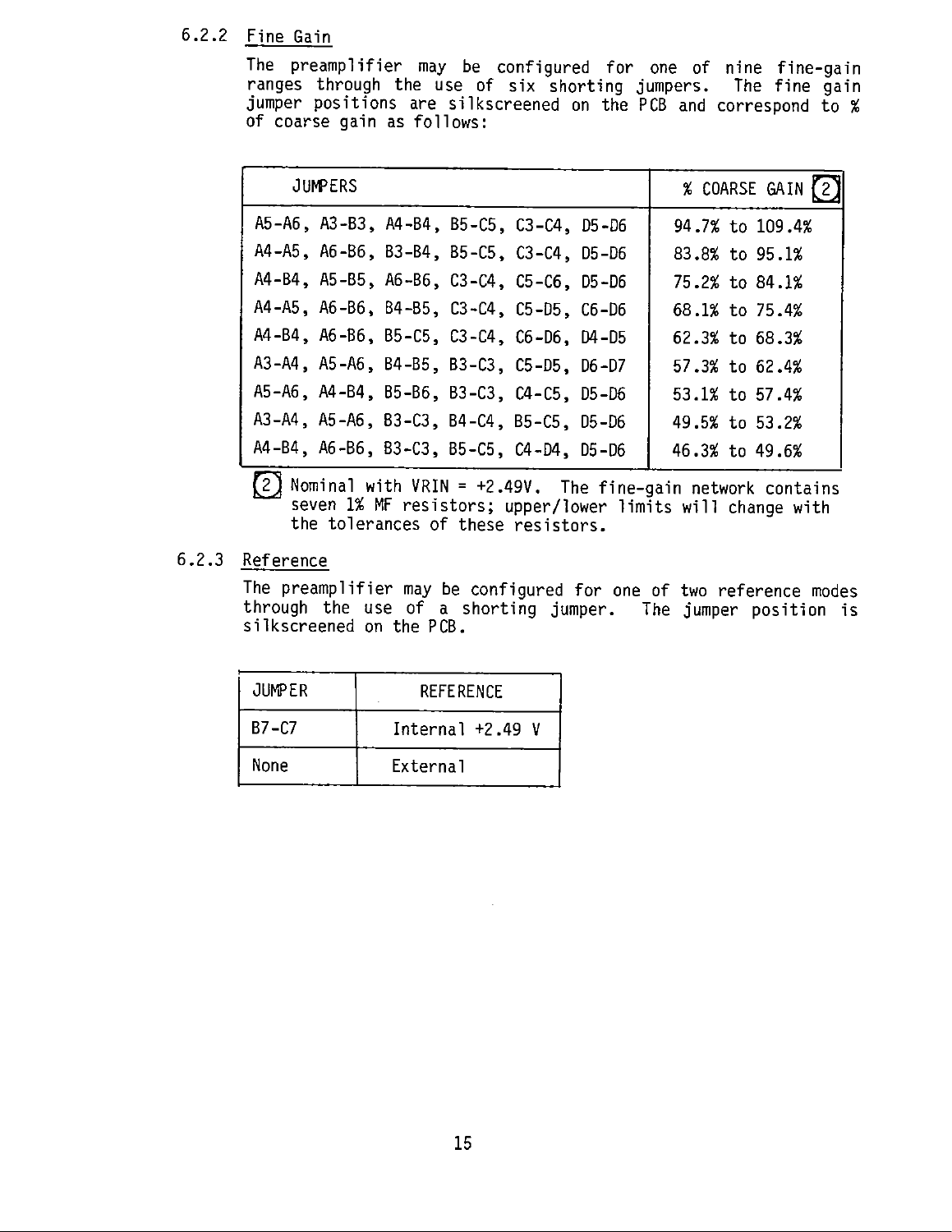### 6.2.2 Fine Gain

The preamplifier may be configured for one of nine fine-gain ranges through the use of six shorting jumpers. The fine gain jumper positions are silkscreened on the PCB and correspond to % of coarse gain as follows:

| JUMPERS | % COARSE GAIN (2) |
|---|---|
| A5-A6, A3-B3, A4-B4, B5-C5, C3-C4, D5-D6 | 94.7% to 109.4% |
| A4-A5, A6-B6, B3-B4, B5-C5, C3-C4, D5-D6 | 83.8% to 95.1% |
| A4-B4, A5-B5, A6-B6, C3-C4, C5-C6, D5-D6 | 75.2% to 84.1% |
| A4-A5, A6-B6, B4-B5, C3-C4, C5-D5, C6-D6 | 68.1% to 75.4% |
| A4-B4, A6-B6, B5-C5, C3-C4, C6-D6, D4-D5 | 62.3% to 68.3% |
| A3-A4, A5-A6, B4-B5, B3-C3, C5-D5, D6-D7 | 57.3% to 62.4% |
| A5-A6, A4-B4, B5-B6, B3-C3, C4-C5, D5-D6 | 53.1% to 57.4% |
| A3-A4, A5-A6, B3-C3, B4-C4, B5-C5, D5-D6 | 49.5% to 53.2% |
| A4-B4, A6-B6, B3-C3, B5-C5, C4-D4, D5-D6 | 46.3% to 49.6% |

(2) Nominal with VRIN = +2.49V. The fine-gain network contains seven 1% MF resistors; upper/lower limits will change with the tolerances of these resistors.

### 6.2.3 Reference

The preamplifier may be configured for one of two reference modes through the use of a shorting jumper. The jumper position is silkscreened on the PCB.

| JUMPER | REFERENCE |
|---|---|
| B7-C7 | Internal +2.49 V |
| None | External |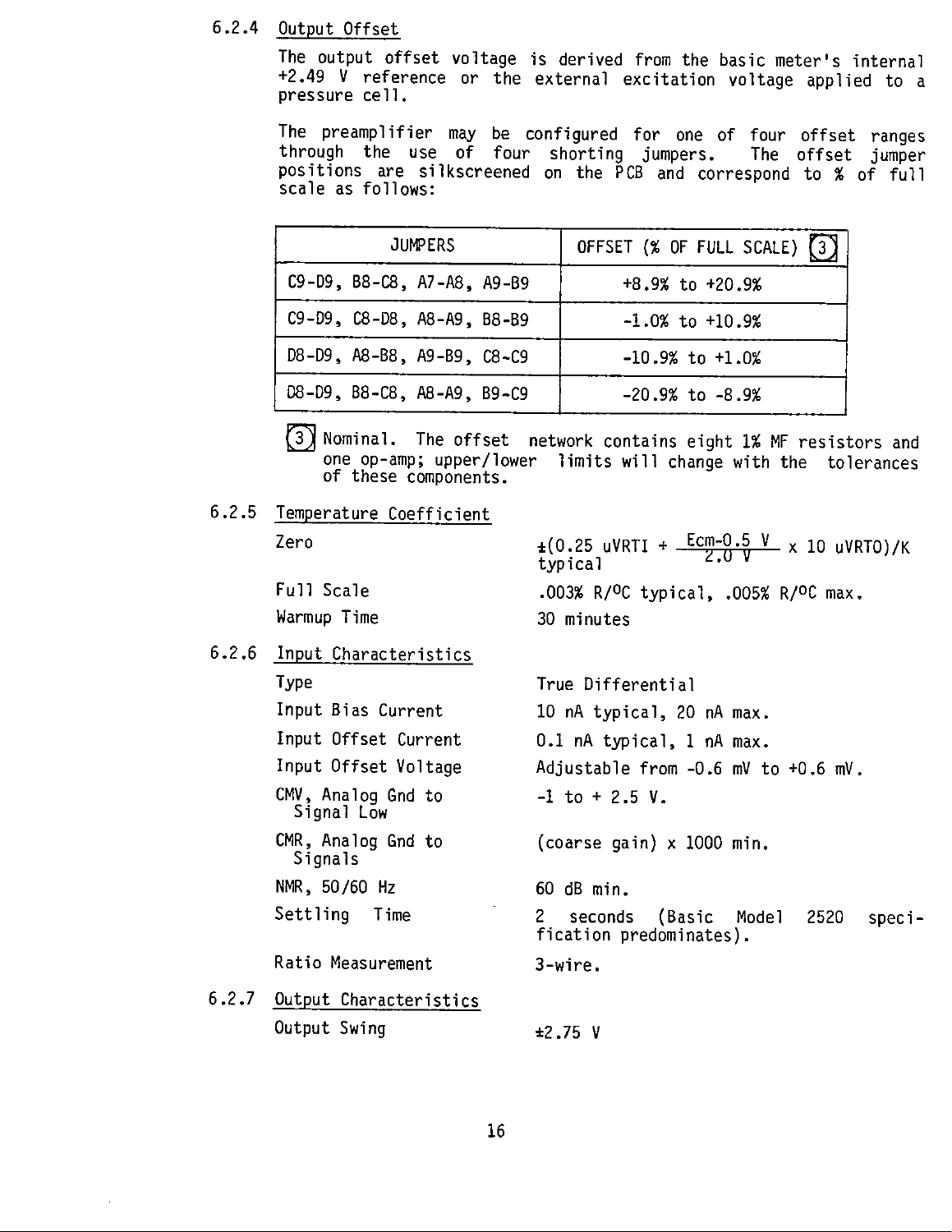### 6.2.4 Output Offset

The output offset voltage is derived from the basic meter's internal +2.49 V reference or the external excitation voltage applied to a pressure cell.

The preamplifier may be configured for one of four offset ranges through the use of four shorting jumpers. The offset jumper positions are silkscreened on the PCB and correspond to % of full scale as follows:

| JUMPERS | OFFSET (% OF FULL SCALE) (3) |
|---|---|
| C9-D9, B8-C8, A7-A8, A9-B9 | +8.9% to +20.9% |
| C9-D9, C8-D8, A8-A9, B8-B9 | -1.0% to +10.9% |
| D8-D9, A8-B8, A9-B9, C8-C9 | -10.9% to +1.0% |
| D8-D9, B8-C8, A8-A9, B9-C9 | -20.9% to -8.9% |

(3) Nominal. The offset network contains eight 1% MF resistors and one op-amp; upper/lower limits will change with the tolerances of these components.

### 6.2.5 Temperature Coefficient

| | |
|---|---|
| Zero | $\pm(0.25\ \mathrm{uVRTI} + \frac{\mathrm{Ecm} - 0.5\ \mathrm{V}}{2.0\ \mathrm{V}} \times 10\ \mathrm{uVRTO})/\mathrm{K}$ typical |
| Full Scale | .003% R/°C typical, .005% R/°C max. |
| Warmup Time | 30 minutes |

### 6.2.6 Input Characteristics

| | |
|---|---|
| Type | True Differential |
| Input Bias Current | 10 nA typical, 20 nA max. |
| Input Offset Current | 0.1 nA typical, 1 nA max. |
| Input Offset Voltage | Adjustable from -0.6 mV to +0.6 mV. |
| CMV, Analog Gnd to Signal Low | -1 to + 2.5 V. |
| CMR, Analog Gnd to Signals | (coarse gain) x 1000 min. |
| NMR, 50/60 Hz | 60 dB min. |
| Settling Time | 2 seconds (Basic Model 2520 specification predominates). |
| Ratio Measurement | 3-wire. |

### 6.2.7 Output Characteristics

| | |
|---|---|
| Output Swing | ±2.75 V |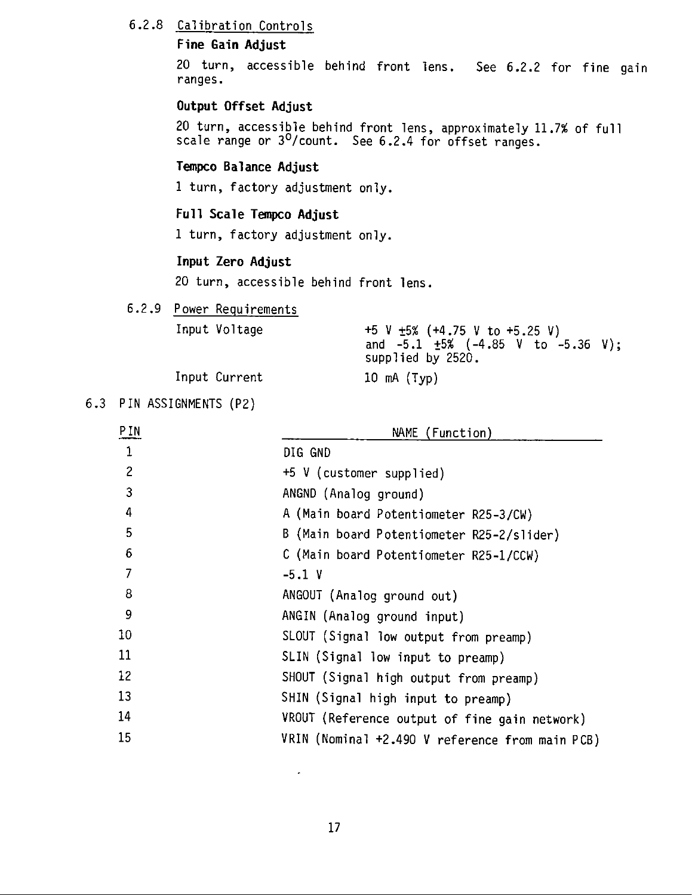6.2.8 Calibration Controls

**Fine Gain Adjust**

20 turn, accessible behind front lens. See 6.2.2 for fine gain ranges.

**Output Offset Adjust**

20 turn, accessible behind front lens, approximately 11.7% of full scale range or $3^{o}$/count. See 6.2.4 for offset ranges.

**Tempco Balance Adjust**

1 turn, factory adjustment only.

**Full Scale Tempco Adjust**

1 turn, factory adjustment only.

**Input Zero Adjust**

20 turn, accessible behind front lens.

6.2.9 Power Requirements

| | |
|---|---|
| Input Voltage | +5 V ±5% (+4.75 V to +5.25 V) and -5.1 ±5% (-4.85 V to -5.36 V); supplied by 2520. |
| Input Current | 10 mA (Typ) |

6.3 PIN ASSIGNMENTS (P2)

| PIN | NAME (Function) |
|---|---|
| 1 | DIG GND |
| 2 | +5 V (customer supplied) |
| 3 | ANGND (Analog ground) |
| 4 | A (Main board Potentiometer R25-3/CW) |
| 5 | B (Main board Potentiometer R25-2/slider) |
| 6 | C (Main board Potentiometer R25-1/CCW) |
| 7 | -5.1 V |
| 8 | ANGOUT (Analog ground out) |
| 9 | ANGIN (Analog ground input) |
| 10 | SLOUT (Signal low output from preamp) |
| 11 | SLIN (Signal low input to preamp) |
| 12 | SHOUT (Signal high output from preamp) |
| 13 | SHIN (Signal high input to preamp) |
| 14 | VROUT (Reference output of fine gain network) |
| 15 | VRIN (Nominal +2.490 V reference from main PCB) |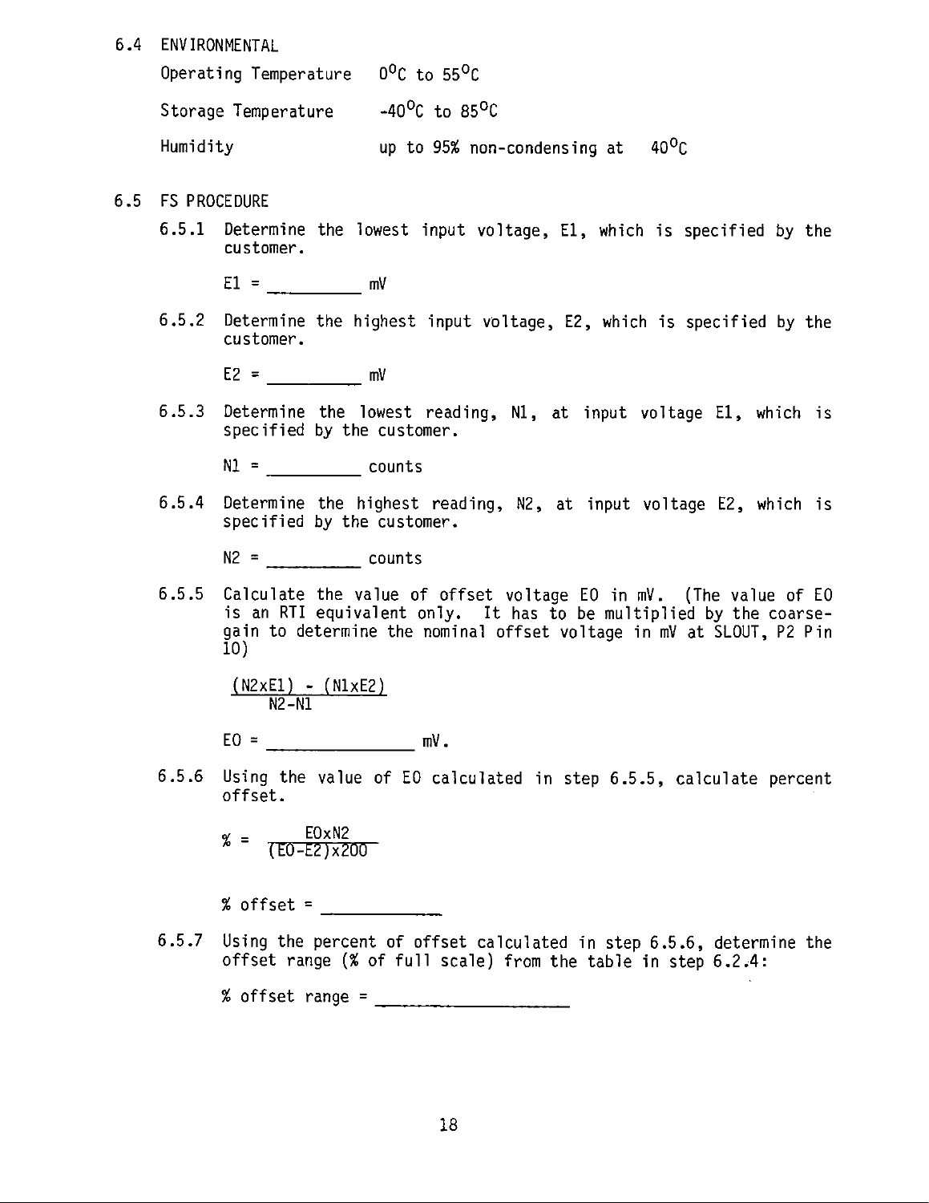## 6.4 ENVIRONMENTAL

| | |
|---|---|
| Operating Temperature | $0^oC$ to $55^oC$ |
| Storage Temperature | $-40^oC$ to $85^oC$ |
| Humidity | up to 95% non-condensing at $40^oC$ |

## 6.5 FS PROCEDURE

6.5.1 Determine the lowest input voltage, E1, which is specified by the customer.

$E1$ = __________ mV

6.5.2 Determine the highest input voltage, E2, which is specified by the customer.

$E2$ = __________ mV

6.5.3 Determine the lowest reading, N1, at input voltage E1, which is specified by the customer.

$N1$ = __________ counts

6.5.4 Determine the highest reading, N2, at input voltage E2, which is specified by the customer.

$N2$ = __________ counts

6.5.5 Calculate the value of offset voltage EO in mV. (The value of EO is an RTI equivalent only. It has to be multiplied by the coarse-gain to determine the nominal offset voltage in mV at SLOUT, P2 Pin 10)

$$\frac{(N2 \times E1) - (N1 \times E2)}{N2 - N1}$$

$EO$ = ________________ mV.

6.5.6 Using the value of EO calculated in step 6.5.5, calculate percent offset.

$$\% = \frac{EO \times N2}{(EO - E2) \times 200}$$

% offset = ____________

6.5.7 Using the percent of offset calculated in step 6.5.6, determine the offset range (% of full scale) from the table in step 6.2.4:

% offset range = ______________________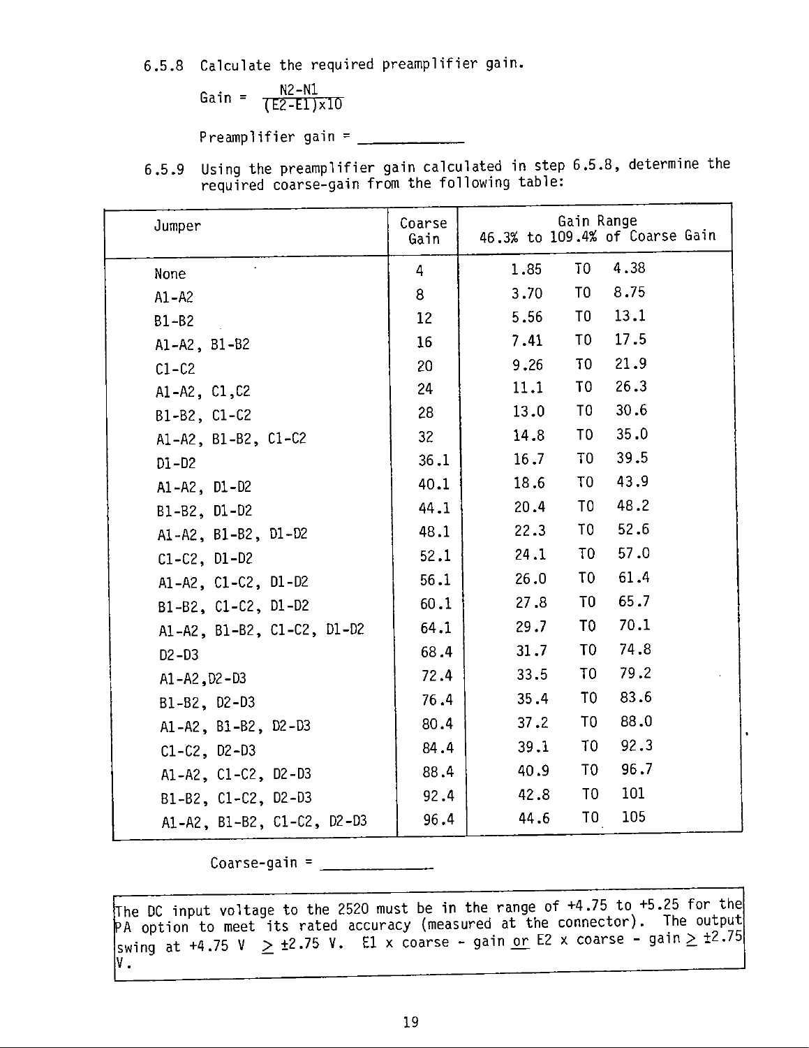6.5.8 Calculate the required preamplifier gain.

$$\text{Gain} = \frac{N2-N1}{(E2-E1)\times 10}$$

Preamplifier gain = ___________

6.5.9 Using the preamplifier gain calculated in step 6.5.8, determine the required coarse-gain from the following table:

| Jumper | Coarse Gain | Gain Range 46.3% to 109.4% of Coarse Gain |
|---|---|---|
| None | 4 | 1.85 TO 4.38 |
| A1-A2 | 8 | 3.70 TO 8.75 |
| B1-B2 | 12 | 5.56 TO 13.1 |
| A1-A2, B1-B2 | 16 | 7.41 TO 17.5 |
| C1-C2 | 20 | 9.26 TO 21.9 |
| A1-A2, C1,C2 | 24 | 11.1 TO 26.3 |
| B1-B2, C1-C2 | 28 | 13.0 TO 30.6 |
| A1-A2, B1-B2, C1-C2 | 32 | 14.8 TO 35.0 |
| D1-D2 | 36.1 | 16.7 TO 39.5 |
| A1-A2, D1-D2 | 40.1 | 18.6 TO 43.9 |
| B1-B2, D1-D2 | 44.1 | 20.4 TO 48.2 |
| A1-A2, B1-B2, D1-D2 | 48.1 | 22.3 TO 52.6 |
| C1-C2, D1-D2 | 52.1 | 24.1 TO 57.0 |
| A1-A2, C1-C2, D1-D2 | 56.1 | 26.0 TO 61.4 |
| B1-B2, C1-C2, D1-D2 | 60.1 | 27.8 TO 65.7 |
| A1-A2, B1-B2, C1-C2, D1-D2 | 64.1 | 29.7 TO 70.1 |
| D2-D3 | 68.4 | 31.7 TO 74.8 |
| A1-A2,D2-D3 | 72.4 | 33.5 TO 79.2 |
| B1-B2, D2-D3 | 76.4 | 35.4 TO 83.6 |
| A1-A2, B1-B2, D2-D3 | 80.4 | 37.2 TO 88.0 |
| C1-C2, D2-D3 | 84.4 | 39.1 TO 92.3 |
| A1-A2, C1-C2, D2-D3 | 88.4 | 40.9 TO 96.7 |
| B1-B2, C1-C2, D2-D3 | 92.4 | 42.8 TO 101 |
| A1-A2, B1-B2, C1-C2, D2-D3 | 96.4 | 44.6 TO 105 |

Coarse-gain = ___________

The DC input voltage to the 2520 must be in the range of +4.75 to +5.25 for the PA option to meet its rated accuracy (measured at the connector). The output swing at +4.75 V $\geq \pm 2.75$ V. E1 x coarse - gain <u>or</u> E2 x coarse - gain $\geq \pm 2.75$ V.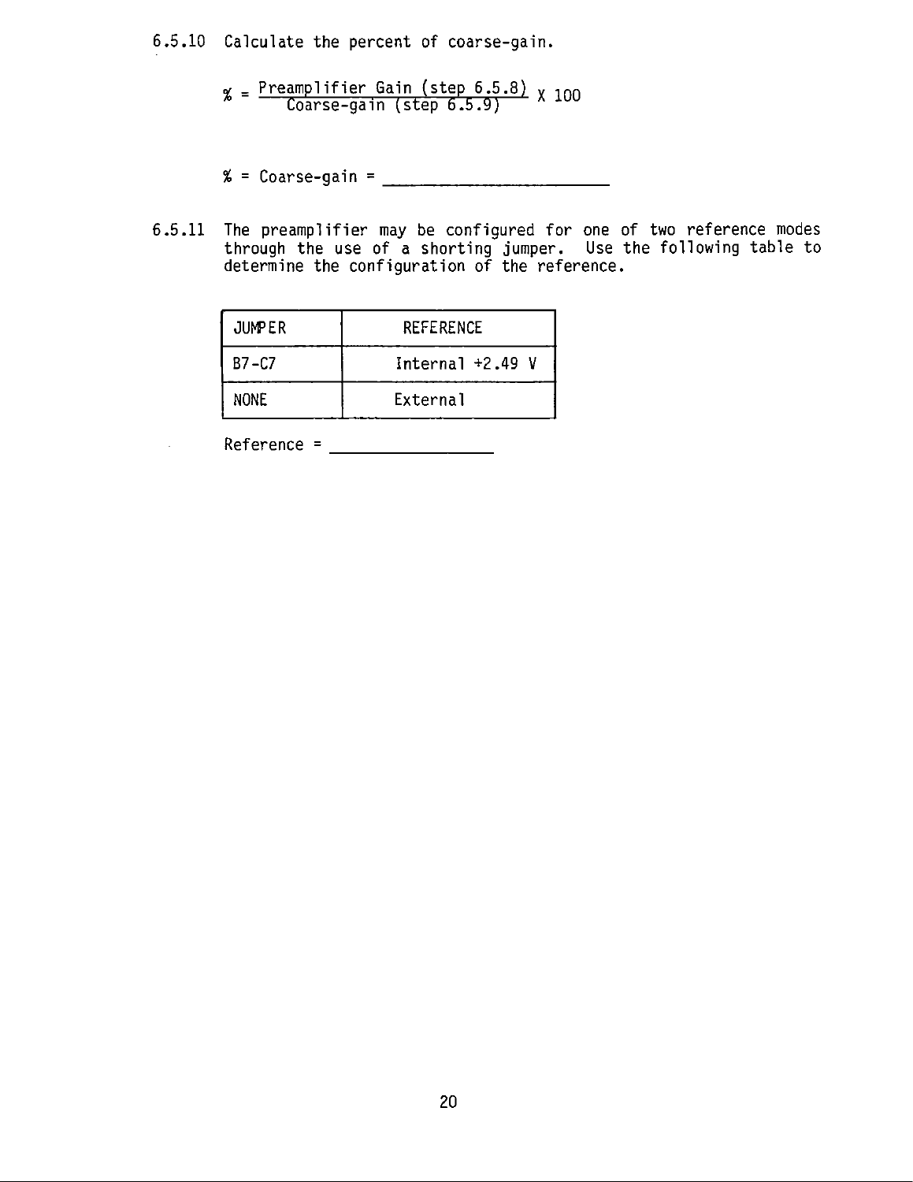6.5.10 Calculate the percent of coarse-gain.

$$\% = \frac{\text{Preamplifier Gain (step 6.5.8)}}{\text{Coarse-gain (step 6.5.9)}} \times 100$$

% = Coarse-gain = ______________________

6.5.11 The preamplifier may be configured for one of two reference modes through the use of a shorting jumper. Use the following table to determine the configuration of the reference.

| JUMPER | REFERENCE |
|---|---|
| B7-C7 | Internal +2.49 V |
| NONE | External |

Reference = ________________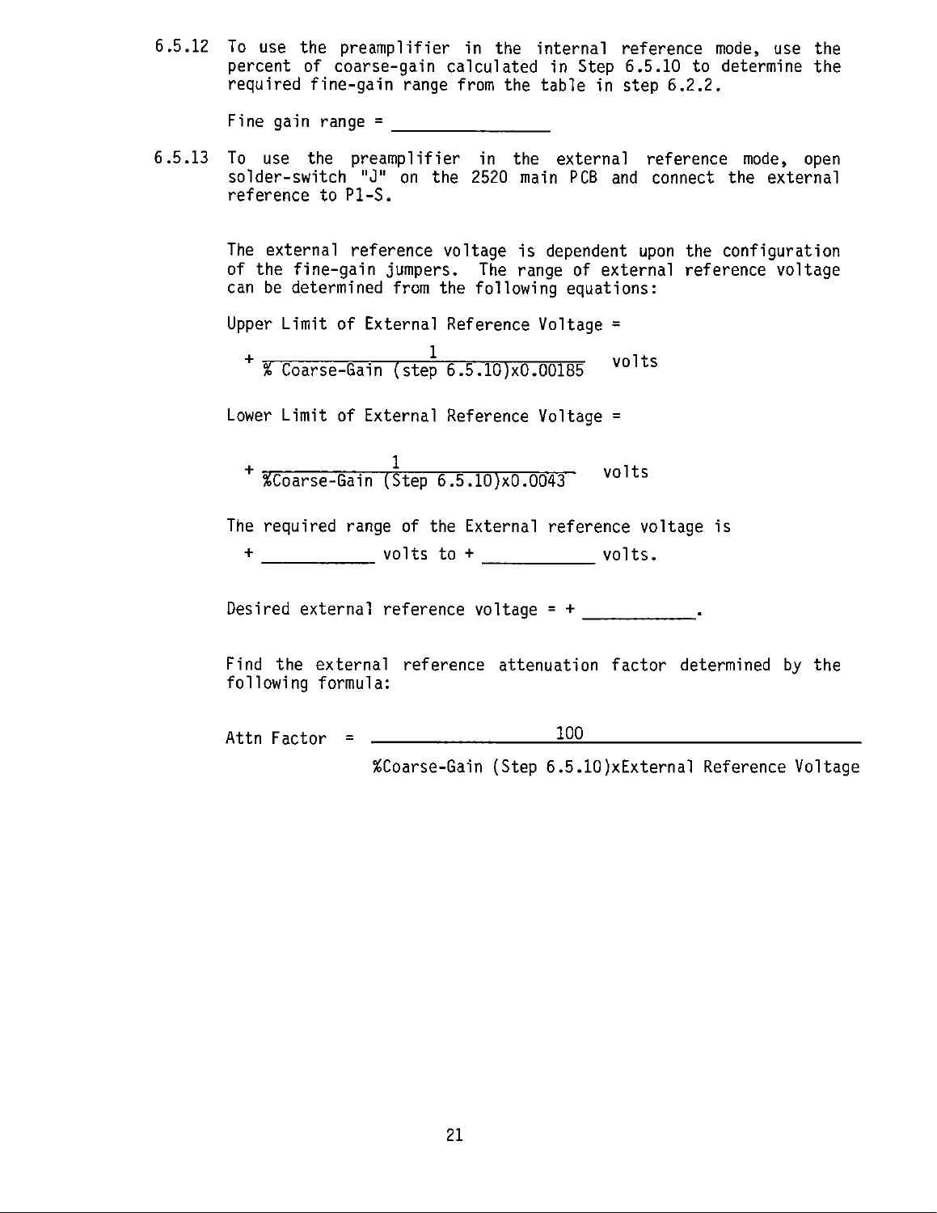6.5.12 To use the preamplifier in the internal reference mode, use the percent of coarse-gain calculated in Step 6.5.10 to determine the required fine-gain range from the table in step 6.2.2.

Fine gain range = ______________

6.5.13 To use the preamplifier in the external reference mode, open solder-switch "J" on the 2520 main PCB and connect the external reference to P1-S.

The external reference voltage is dependent upon the configuration of the fine-gain jumpers. The range of external reference voltage can be determined from the following equations:

Upper Limit of External Reference Voltage =

$$+\frac{1}{\text{\% Coarse-Gain (step 6.5.10)} \times 0.00185} \text{ volts}$$

Lower Limit of External Reference Voltage =

$$+\frac{1}{\text{\%Coarse-Gain (Step 6.5.10)} \times 0.0043} \text{ volts}$$

The required range of the External reference voltage is

+ __________ volts to + __________ volts.

Desired external reference voltage = + __________.

Find the external reference attenuation factor determined by the following formula:

$$\text{Attn Factor} = \frac{100}{\text{\%Coarse-Gain (Step 6.5.10)} \times \text{External Reference Voltage}}$$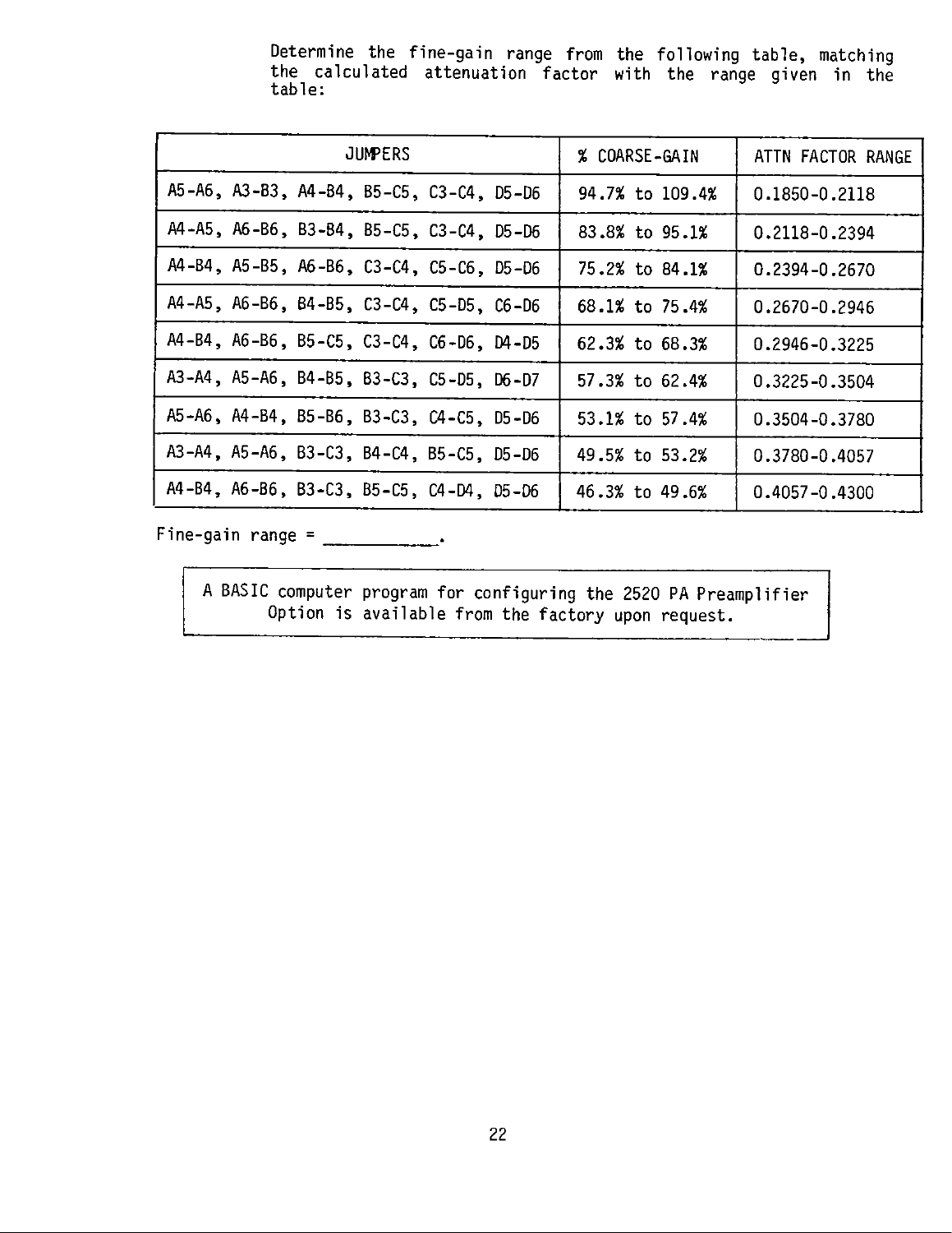Determine the fine-gain range from the following table, matching the calculated attenuation factor with the range given in the table:

| JUMPERS | % COARSE-GAIN | ATTN FACTOR RANGE |
|---|---|---|
| A5-A6, A3-B3, A4-B4, B5-C5, C3-C4, D5-D6 | 94.7% to 109.4% | 0.1850-0.2118 |
| A4-A5, A6-B6, B3-B4, B5-C5, C3-C4, D5-D6 | 83.8% to 95.1% | 0.2118-0.2394 |
| A4-B4, A5-B5, A6-B6, C3-C4, C5-C6, D5-D6 | 75.2% to 84.1% | 0.2394-0.2670 |
| A4-A5, A6-B6, B4-B5, C3-C4, C5-D5, C6-D6 | 68.1% to 75.4% | 0.2670-0.2946 |
| A4-B4, A6-B6, B5-C5, C3-C4, C6-D6, D4-D5 | 62.3% to 68.3% | 0.2946-0.3225 |
| A3-A4, A5-A6, B4-B5, B3-C3, C5-D5, D6-D7 | 57.3% to 62.4% | 0.3225-0.3504 |
| A5-A6, A4-B4, B5-B6, B3-C3, C4-C5, D5-D6 | 53.1% to 57.4% | 0.3504-0.3780 |
| A3-A4, A5-A6, B3-C3, B4-C4, B5-C5, D5-D6 | 49.5% to 53.2% | 0.3780-0.4057 |
| A4-B4, A6-B6, B3-C3, B5-C5, C4-D4, D5-D6 | 46.3% to 49.6% | 0.4057-0.4300 |

Fine-gain range = __________.

> A BASIC computer program for configuring the 2520 PA Preamplifier Option is available from the factory upon request.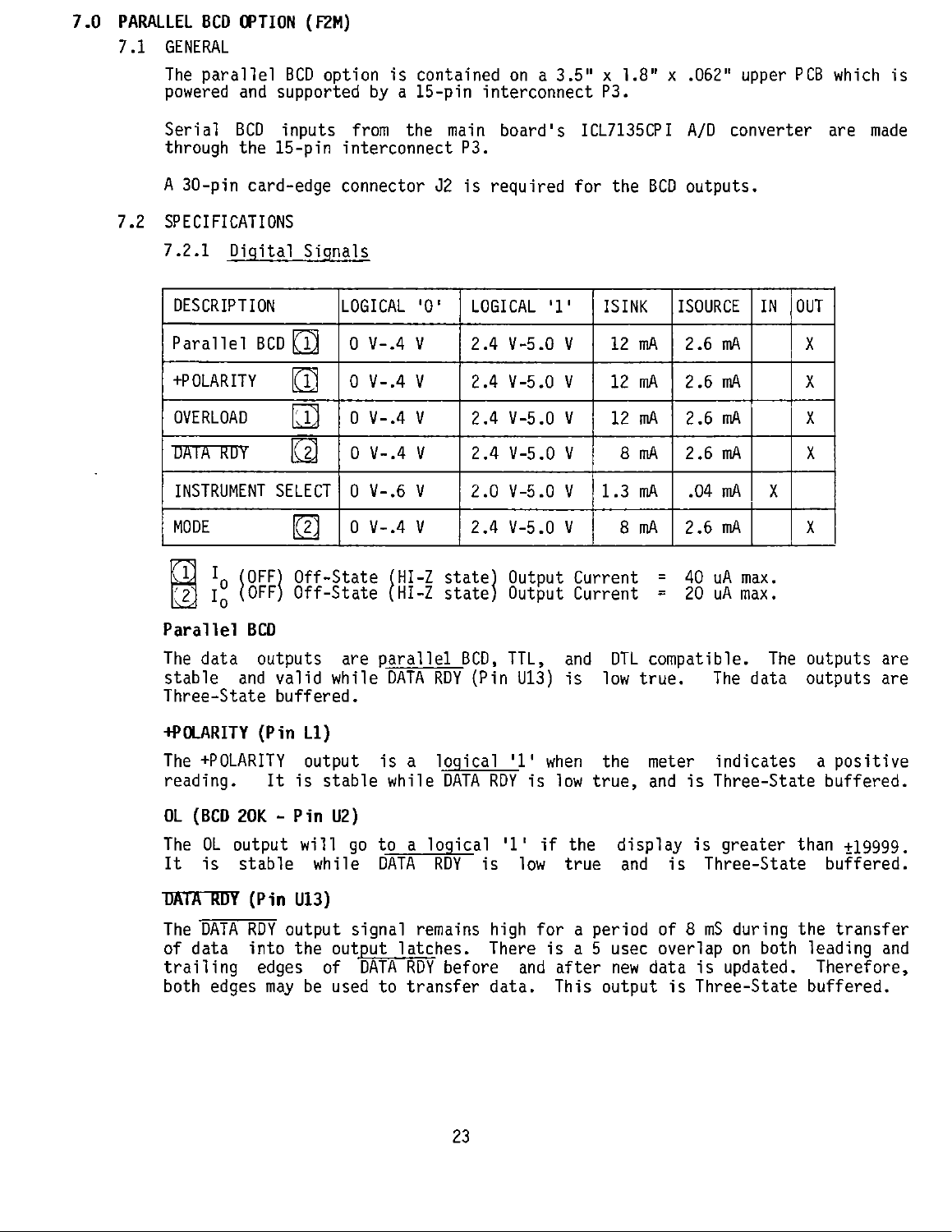# 7.0 PARALLEL BCD OPTION (F2M)

## 7.1 GENERAL

The parallel BCD option is contained on a 3.5" x 1.8" x .062" upper PCB which is powered and supported by a 15-pin interconnect P3.

Serial BCD inputs from the main board's ICL7135CPI A/D converter are made through the 15-pin interconnect P3.

A 30-pin card-edge connector J2 is required for the BCD outputs.

## 7.2 SPECIFICATIONS

### 7.2.1 Digital Signals

| DESCRIPTION | LOGICAL '0' | LOGICAL '1' | ISINK | ISOURCE | IN | OUT |
|---|---|---|---|---|---|---|
| Parallel BCD (1) | 0 V-.4 V | 2.4 V-5.0 V | 12 mA | 2.6 mA | | X |
| +POLARITY (1) | 0 V-.4 V | 2.4 V-5.0 V | 12 mA | 2.6 mA | | X |
| OVERLOAD (1) | 0 V-.4 V | 2.4 V-5.0 V | 12 mA | 2.6 mA | | X |
| $\overline{\text{DATA RDY}}$ (2) | 0 V-.4 V | 2.4 V-5.0 V | 8 mA | 2.6 mA | | X |
| INSTRUMENT SELECT | 0 V-.6 V | 2.0 V-5.0 V | 1.3 mA | .04 mA | X | |
| MODE (2) | 0 V-.4 V | 2.4 V-5.0 V | 8 mA | 2.6 mA | | X |

(1) $I_0$ (OFF) Off-State (HI-Z state) Output Current = 40 uA max.
(2) $I_0$ (OFF) Off-State (HI-Z state) Output Current = 20 uA max.

**Parallel BCD**

The data outputs are parallel BCD, TTL, and DTL compatible. The outputs are stable and valid while $\overline{\text{DATA RDY}}$ (Pin U13) is low true. The data outputs are Three-State buffered.

**+POLARITY (Pin L1)**

The +POLARITY output is a logical '1' when the meter indicates a positive reading. It is stable while $\overline{\text{DATA RDY}}$ is low true, and is Three-State buffered.

**OL (BCD 20K - Pin U2)**

The OL output will go to a logical '1' if the display is greater than ±19999. It is stable while $\overline{\text{DATA RDY}}$ is low true and is Three-State buffered.

**$\overline{\text{DATA RDY}}$ (Pin U13)**

The $\overline{\text{DATA RDY}}$ output signal remains high for a period of 8 mS during the transfer of data into the output latches. There is a 5 usec overlap on both leading and trailing edges of $\overline{\text{DATA RDY}}$ before and after new data is updated. Therefore, both edges may be used to transfer data. This output is Three-State buffered.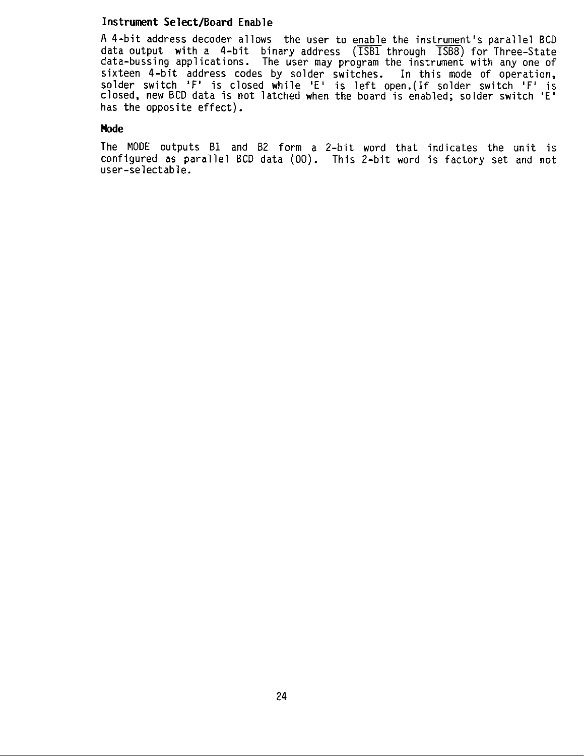### Instrument Select/Board Enable

A 4-bit address decoder allows the user to enable the instrument's parallel BCD data output with a 4-bit binary address ($\overline{ISB1}$ through $\overline{ISB8}$) for Three-State data-bussing applications. The user may program the instrument with any one of sixteen 4-bit address codes by solder switches. In this mode of operation, solder switch 'F' is closed while 'E' is left open.(If solder switch 'F' is closed, new BCD data is not latched when the board is enabled; solder switch 'E' has the opposite effect).

### Mode

The MODE outputs B1 and B2 form a 2-bit word that indicates the unit is configured as parallel BCD data (00). This 2-bit word is factory set and not user-selectable.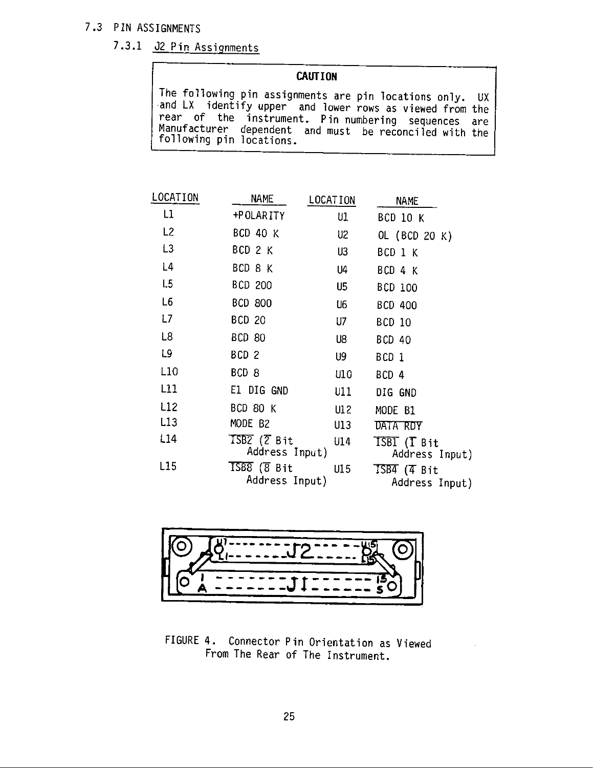## 7.3 PIN ASSIGNMENTS

### 7.3.1 J2 Pin Assignments

> **CAUTION**
>
> The following pin assignments are pin locations only. UX and LX identify upper and lower rows as viewed from the rear of the instrument. Pin numbering sequences are Manufacturer dependent and must be reconciled with the following pin locations.

| LOCATION | NAME | LOCATION | NAME |
|---|---|---|---|
| L1 | +POLARITY | U1 | BCD 10 K |
| L2 | BCD 40 K | U2 | OL (BCD 20 K) |
| L3 | BCD 2 K | U3 | BCD 1 K |
| L4 | BCD 8 K | U4 | BCD 4 K |
| L5 | BCD 200 | U5 | BCD 100 |
| L6 | BCD 800 | U6 | BCD 400 |
| L7 | BCD 20 | U7 | BCD 10 |
| L8 | BCD 80 | U8 | BCD 40 |
| L9 | BCD 2 | U9 | BCD 1 |
| L10 | BCD 8 | U10 | BCD 4 |
| L11 | E1 DIG GND | U11 | DIG GND |
| L12 | BCD 80 K | U12 | MODE B1 |
| L13 | MODE B2 | U13 | $\overline{\text{DATA RDY}}$ |
| L14 | $\overline{\text{ISB2}}$ ($\overline{2}$ Bit Address Input) | U14 | $\overline{\text{ISB1}}$ ($\overline{1}$ Bit Address Input) |
| L15 | $\overline{\text{ISB8}}$ ($\overline{8}$ Bit Address Input) | U15 | $\overline{\text{ISB4}}$ ($\overline{4}$ Bit Address Input) |

FIGURE 4. Connector Pin Orientation as Viewed From The Rear of The Instrument.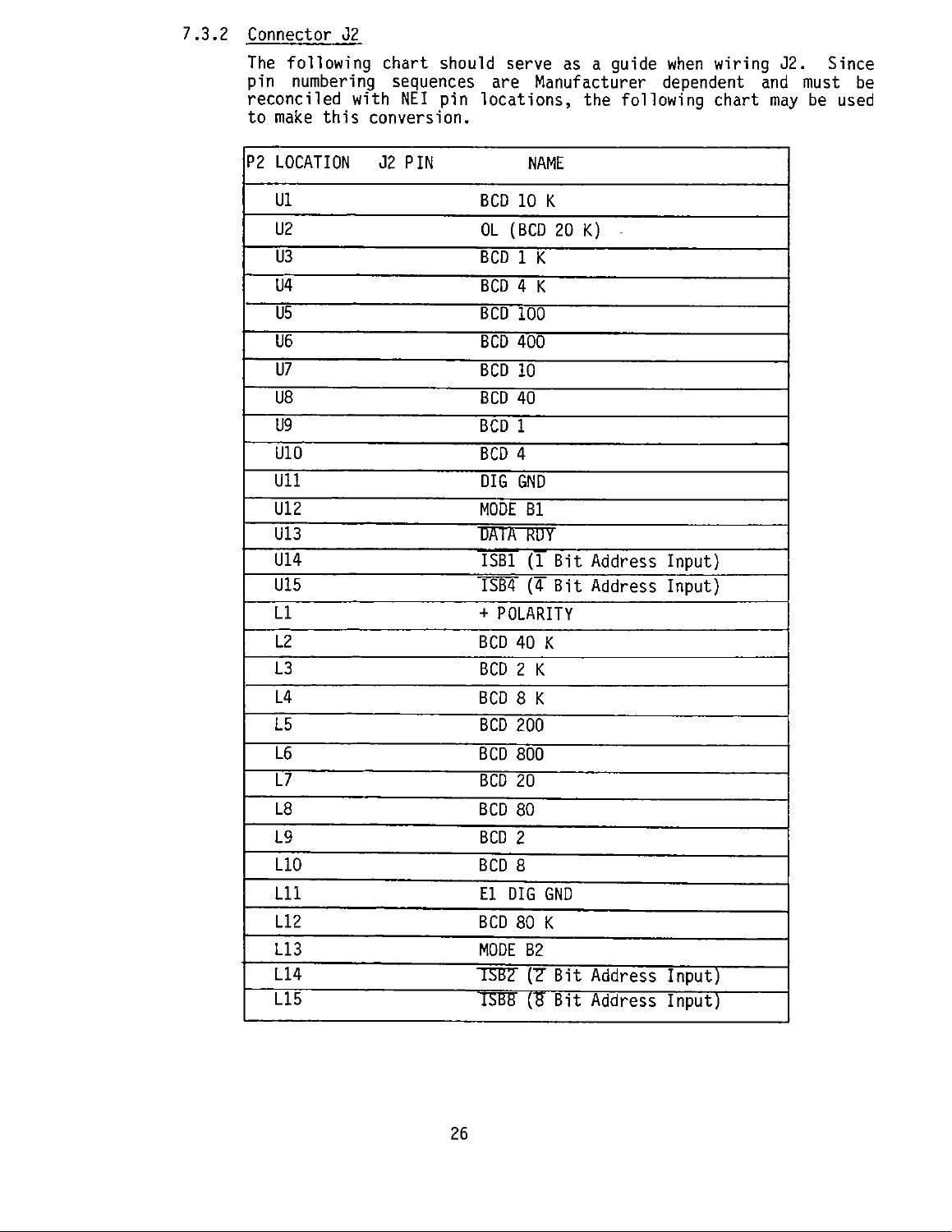### 7.3.2 Connector J2

The following chart should serve as a guide when wiring J2. Since pin numbering sequences are Manufacturer dependent and must be reconciled with NEI pin locations, the following chart may be used to make this conversion.

| P2 LOCATION | J2 PIN | NAME |
|---|---|---|
| U1 | | BCD 10 K |
| U2 | | OL (BCD 20 K) |
| U3 | | BCD 1 K |
| U4 | | BCD 4 K |
| U5 | | BCD 100 |
| U6 | | BCD 400 |
| U7 | | BCD 10 |
| U8 | | BCD 40 |
| U9 | | BCD 1 |
| U10 | | BCD 4 |
| U11 | | DIG GND |
| U12 | | MODE B1 |
| U13 | | $\overline{\text{DATA RDY}}$ |
| U14 | | $\overline{\text{ISB1}}$ ($\overline{1}$ Bit Address Input) |
| U15 | | $\overline{\text{ISB4}}$ ($\overline{4}$ Bit Address Input) |
| L1 | | + POLARITY |
| L2 | | BCD 40 K |
| L3 | | BCD 2 K |
| L4 | | BCD 8 K |
| L5 | | BCD 200 |
| L6 | | BCD 800 |
| L7 | | BCD 20 |
| L8 | | BCD 80 |
| L9 | | BCD 2 |
| L10 | | BCD 8 |
| L11 | | E1 DIG GND |
| L12 | | BCD 80 K |
| L13 | | MODE B2 |
| L14 | | $\overline{\text{ISB2}}$ ($\overline{2}$ Bit Address Input) |
| L15 | | $\overline{\text{ISB8}}$ ($\overline{8}$ Bit Address Input) |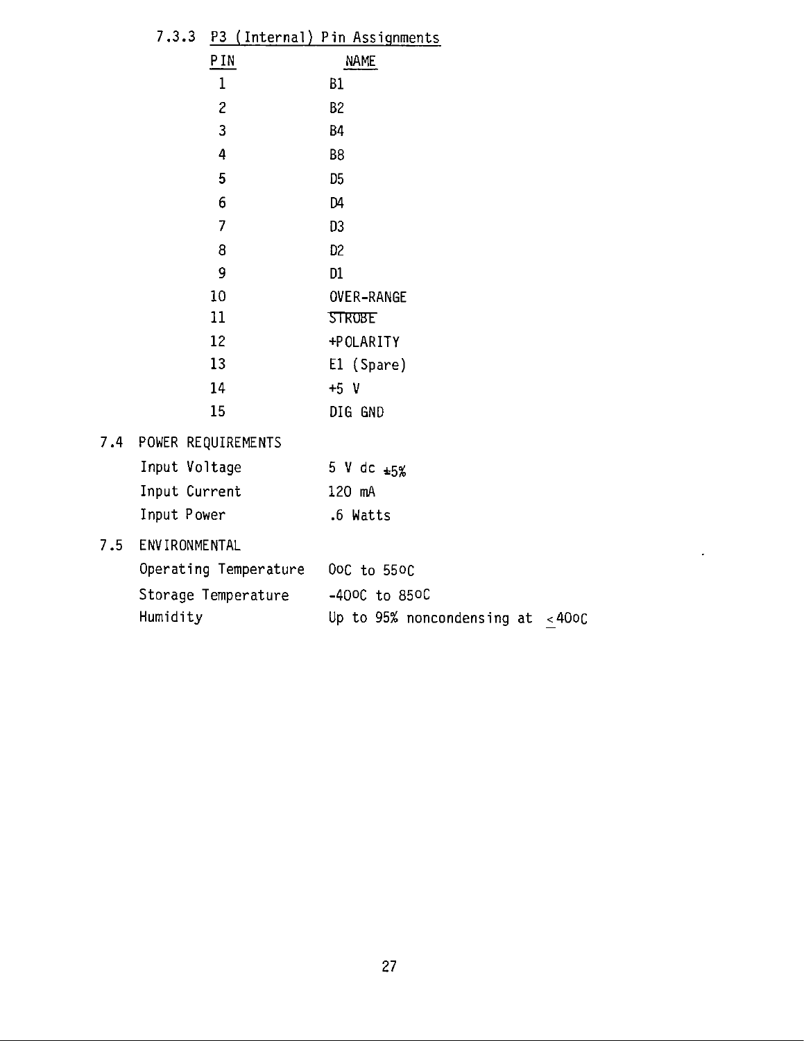### 7.3.3 P3 (Internal) Pin Assignments

| PIN | NAME |
|---|---|
| 1 | B1 |
| 2 | B2 |
| 3 | B4 |
| 4 | B8 |
| 5 | D5 |
| 6 | D4 |
| 7 | D3 |
| 8 | D2 |
| 9 | D1 |
| 10 | OVER-RANGE |
| 11 | $\overline{\text{STROBE}}$ |
| 12 | +POLARITY |
| 13 | E1 (Spare) |
| 14 | +5 V |
| 15 | DIG GND |

## 7.4 POWER REQUIREMENTS

| | |
|---|---|
| Input Voltage | 5 V dc ±5% |
| Input Current | 120 mA |
| Input Power | .6 Watts |

## 7.5 ENVIRONMENTAL

| | |
|---|---|
| Operating Temperature | 0°C to 55°C |
| Storage Temperature | -40°C to 85°C |
| Humidity | Up to 95% noncondensing at ≤40°C |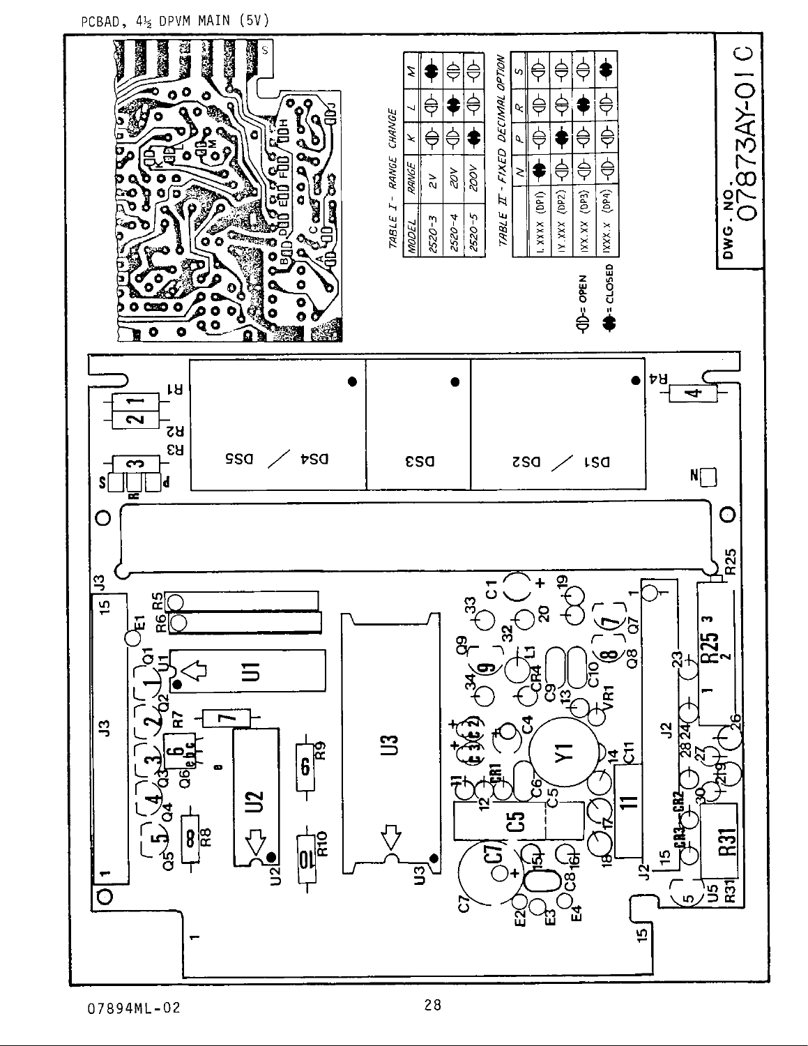PCBAD, 4½ DPVM MAIN (5V)

TABLE I - RANGE CHANGE

| MODEL | RANGE | K | L | M |
|---|---|---|---|---|
| 2520-3 | 2V | OPEN | OPEN | CLOSED |
| 2520-4 | 20V | OPEN | CLOSED | OPEN |
| 2520-5 | 200V | CLOSED | OPEN | OPEN |

TABLE II - FIXED DECIMAL OPTION

| | N | P | R | S |
|---|---|---|---|---|
| 1.XXXX (DP1) | CLOSED | OPEN | OPEN | OPEN |
| 1X.XXX (DP2) | OPEN | CLOSED | OPEN | OPEN |
| 1XX.XX (DP3) | OPEN | OPEN | CLOSED | OPEN |
| 1XXX.X (DP4) | OPEN | OPEN | OPEN | CLOSED |

-◫- = OPEN

-●- = CLOSED

DWG. NO. 07873AY-01 C

07894ML-02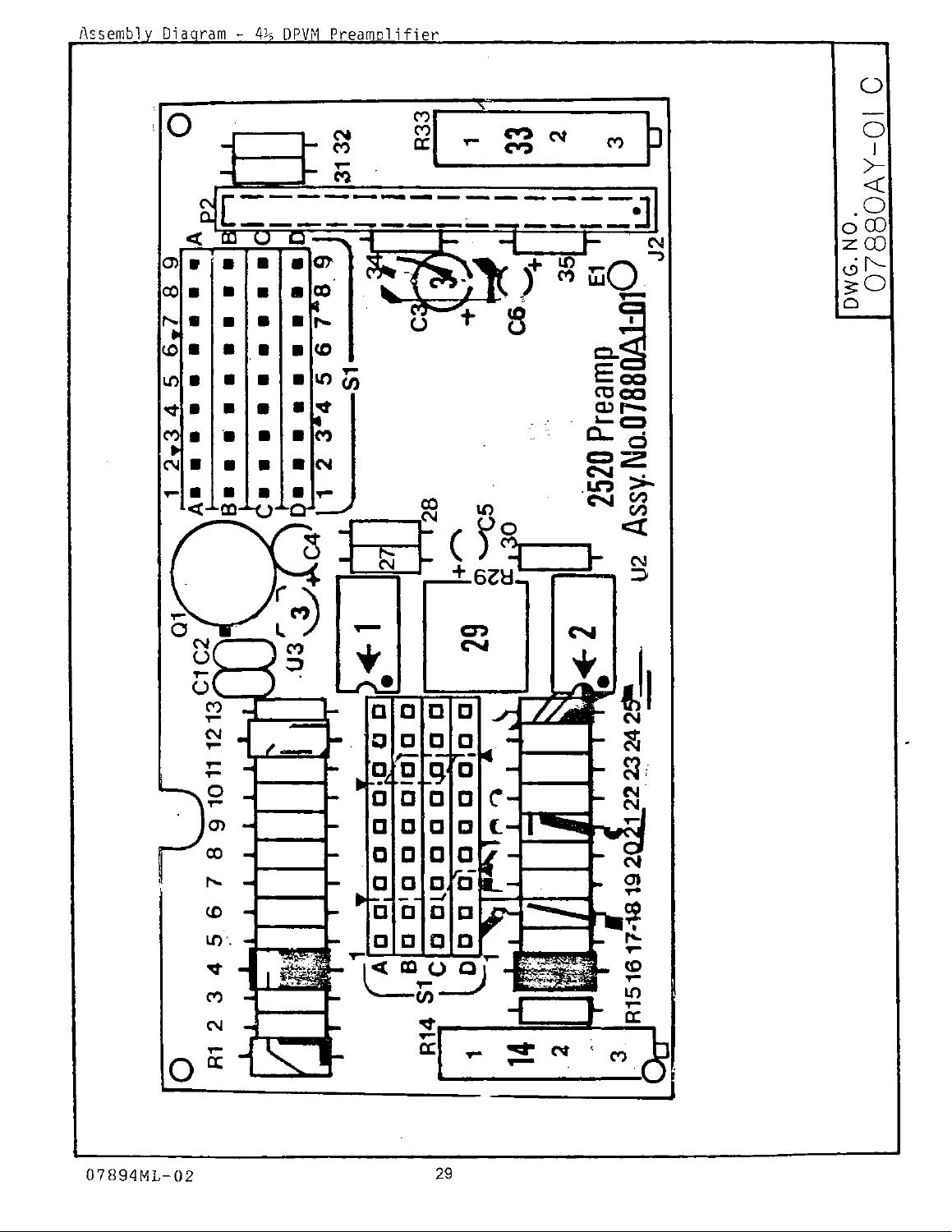Assembly Diagram - 4½ DPVM Preamplifier

DWG. NO.
07880AY-01 C

2520 Preamp
Assy.No.07880A1-01

07894ML-02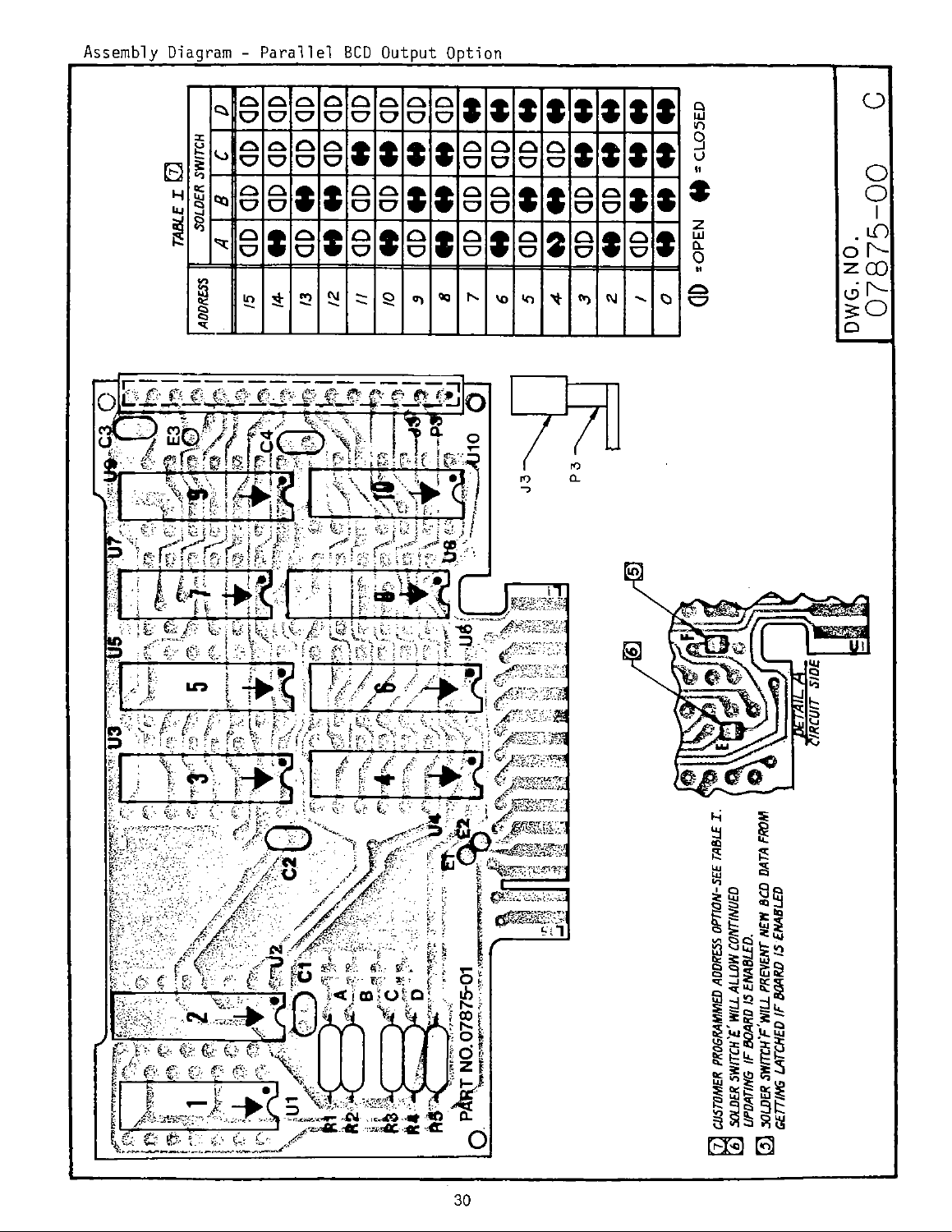# Assembly Diagram - Parallel BCD Output Option

**TABLE I** [7]

| ADDRESS | SOLDER SWITCH A | B | C | D |
|---|---|---|---|---|
| 15 | OPEN | OPEN | OPEN | OPEN |
| 14 | CLOSED | OPEN | OPEN | OPEN |
| 13 | OPEN | CLOSED | OPEN | OPEN |
| 12 | CLOSED | CLOSED | OPEN | OPEN |
| 11 | OPEN | OPEN | CLOSED | OPEN |
| 10 | CLOSED | OPEN | CLOSED | OPEN |
| 9 | OPEN | CLOSED | CLOSED | OPEN |
| 8 | CLOSED | CLOSED | CLOSED | OPEN |
| 7 | OPEN | OPEN | OPEN | CLOSED |
| 6 | CLOSED | OPEN | OPEN | CLOSED |
| 5 | OPEN | CLOSED | OPEN | CLOSED |
| 4 | CLOSED | CLOSED | OPEN | CLOSED |
| 3 | OPEN | OPEN | CLOSED | CLOSED |
| 2 | CLOSED | OPEN | CLOSED | CLOSED |
| 1 | OPEN | CLOSED | CLOSED | CLOSED |
| 0 | CLOSED | CLOSED | CLOSED | CLOSED |

◐ = OPEN ● = CLOSED

PART NO. 07875-01

U1, U2, U3, U4, U5, U6, U7, U8, U9, U10, C1, C2, C3, C4, R1, R2, R3, R4, R5, A, B, C, D, E1, E2, E3, J3, P3

DETAIL A — CIRCUIT SIDE (E, F)

[7] CUSTOMER PROGRAMMED ADDRESS OPTION-SEE TABLE I.

[6] SOLDER SWITCH 'E' WILL ALLOW CONTINUED UPDATING IF BOARD IS ENABLED.

[5] SOLDER SWITCH 'F' WILL PREVENT NEW BCD DATA FROM GETTING LATCHED IF BOARD IS ENABLED

DWG. NO. 07875-00 C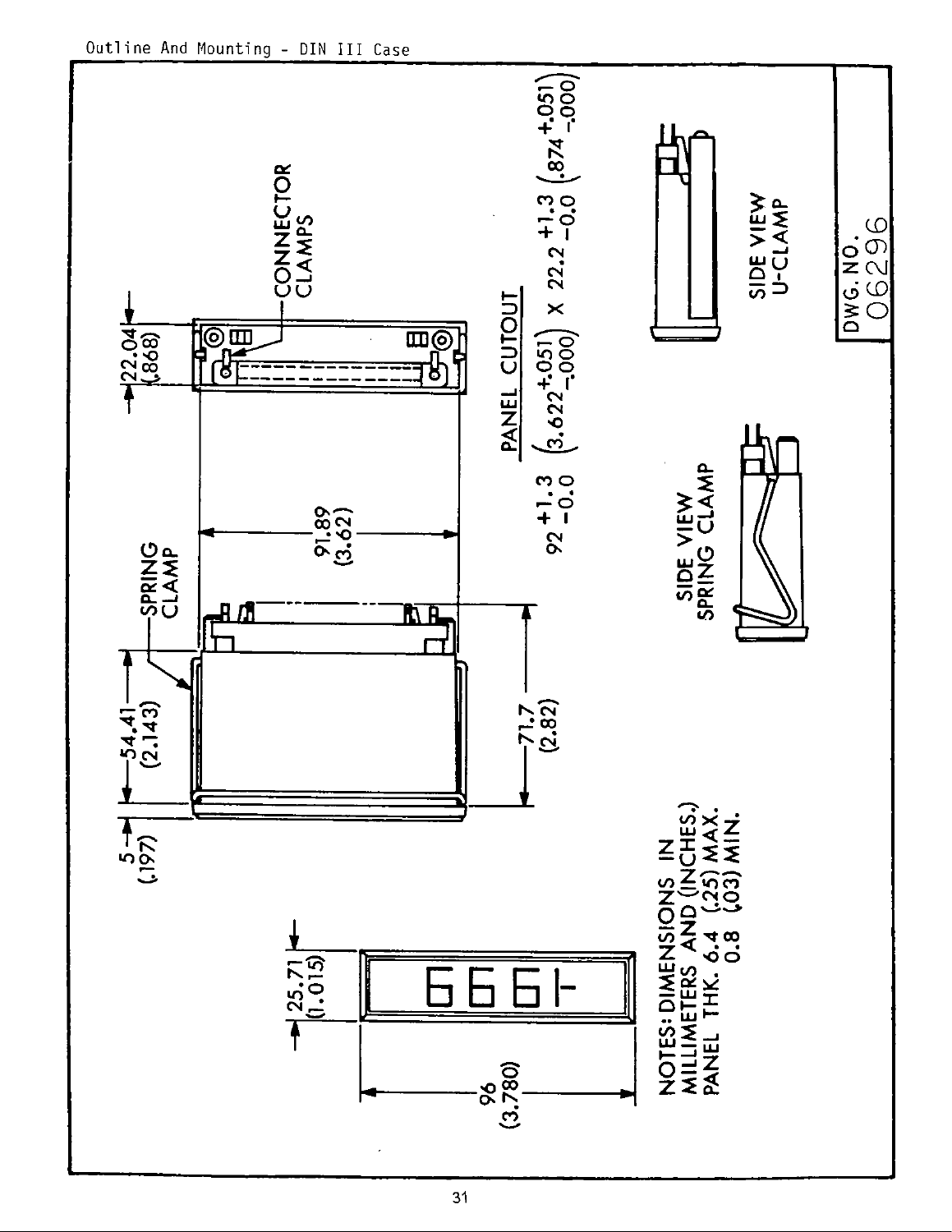Outline And Mounting - DIN III Case

CONNECTOR CLAMPS

22.04 (.868)

SPRING CLAMP

54.41 (2.143)

5 (.197)

91.89 (3.62)

71.7 (2.82)

PANEL CUTOUT

92 +1.3 -0.0 (3.622 +.051 -.000) X 22.2 +1.3 -0.0 (.874 +.051 -.000)

SIDE VIEW SPRING CLAMP

SIDE VIEW U-CLAMP

25.71 (1.015)

96 (3.780)

NOTES: DIMENSIONS IN MILLIMETERS AND (INCHES.)
PANEL THK. 6.4 (.25) MAX.
0.8 (.03) MIN.

DWG. NO. 06296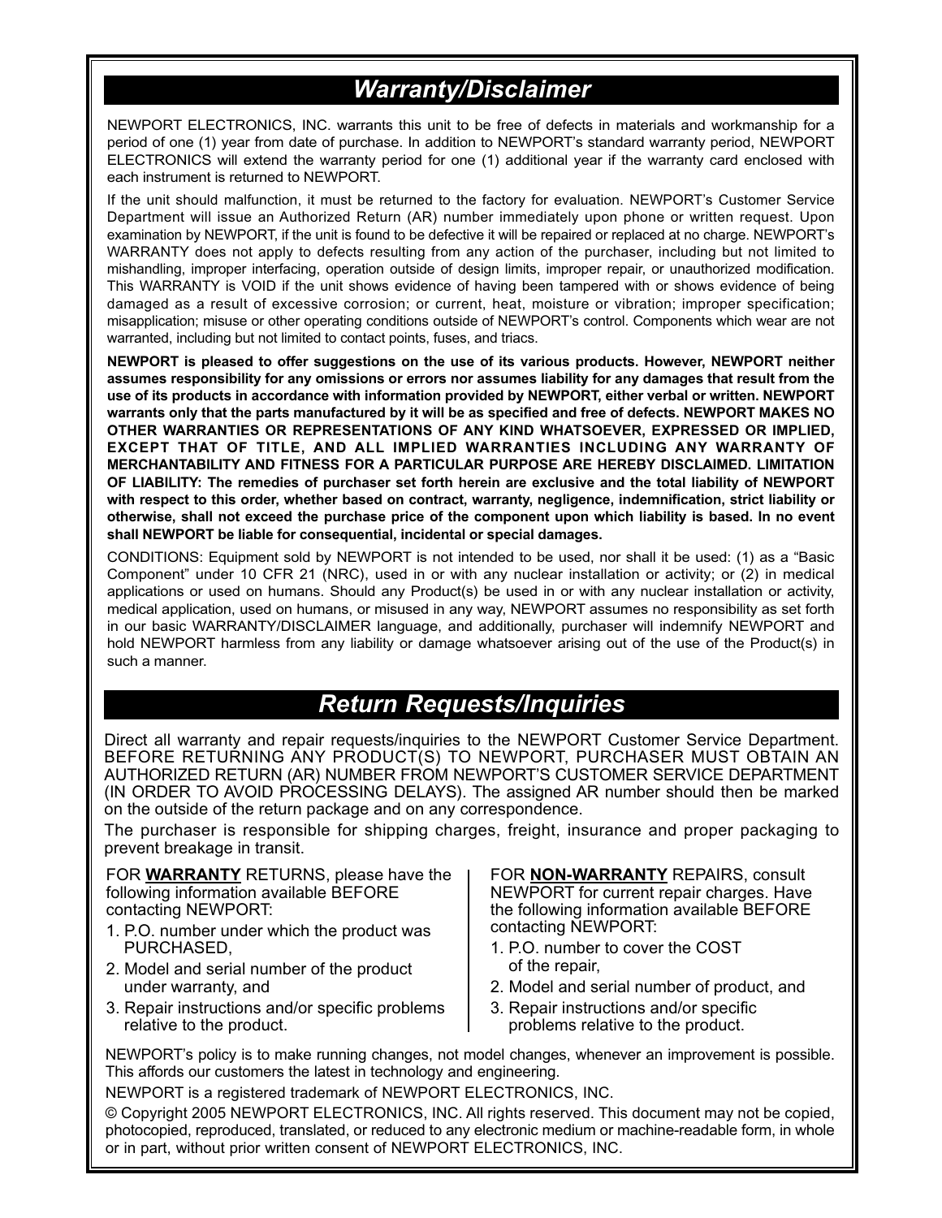## *Warranty/Disclaimer*

NEWPORT ELECTRONICS, INC. warrants this unit to be free of defects in materials and workmanship for a period of one (1) year from date of purchase. In addition to NEWPORT's standard warranty period, NEWPORT ELECTRONICS will extend the warranty period for one (1) additional year if the warranty card enclosed with each instrument is returned to NEWPORT.

If the unit should malfunction, it must be returned to the factory for evaluation. NEWPORT's Customer Service Department will issue an Authorized Return (AR) number immediately upon phone or written request. Upon examination by NEWPORT, if the unit is found to be defective it will be repaired or replaced at no charge. NEWPORT's WARRANTY does not apply to defects resulting from any action of the purchaser, including but not limited to mishandling, improper interfacing, operation outside of design limits, improper repair, or unauthorized modification. This WARRANTY is VOID if the unit shows evidence of having been tampered with or shows evidence of being damaged as a result of excessive corrosion; or current, heat, moisture or vibration; improper specification; misapplication; misuse or other operating conditions outside of NEWPORT's control. Components which wear are not warranted, including but not limited to contact points, fuses, and triacs.

**NEWPORT is pleased to offer suggestions on the use of its various products. However, NEWPORT neither assumes responsibility for any omissions or errors nor assumes liability for any damages that result from the use of its products in accordance with information provided by NEWPORT, either verbal or written. NEWPORT warrants only that the parts manufactured by it will be as specified and free of defects. NEWPORT MAKES NO OTHER WARRANTIES OR REPRESENTATIONS OF ANY KIND WHATSOEVER, EXPRESSED OR IMPLIED, EXCEPT THAT OF TITLE, AND ALL IMPLIED WARRANTIES INCLUDING ANY WARRANTY OF MERCHANTABILITY AND FITNESS FOR A PARTICULAR PURPOSE ARE HEREBY DISCLAIMED. LIMITATION OF LIABILITY: The remedies of purchaser set forth herein are exclusive and the total liability of NEWPORT with respect to this order, whether based on contract, warranty, negligence, indemnification, strict liability or otherwise, shall not exceed the purchase price of the component upon which liability is based. In no event shall NEWPORT be liable for consequential, incidental or special damages.**

CONDITIONS: Equipment sold by NEWPORT is not intended to be used, nor shall it be used: (1) as a "Basic Component" under 10 CFR 21 (NRC), used in or with any nuclear installation or activity; or (2) in medical applications or used on humans. Should any Product(s) be used in or with any nuclear installation or activity, medical application, used on humans, or misused in any way, NEWPORT assumes no responsibility as set forth in our basic WARRANTY/DISCLAIMER language, and additionally, purchaser will indemnify NEWPORT and hold NEWPORT harmless from any liability or damage whatsoever arising out of the use of the Product(s) in such a manner.

## *Return Requests/Inquiries*

Direct all warranty and repair requests/inquiries to the NEWPORT Customer Service Department. BEFORE RETURNING ANY PRODUCT(S) TO NEWPORT, PURCHASER MUST OBTAIN AN AUTHORIZED RETURN (AR) NUMBER FROM NEWPORT'S CUSTOMER SERVICE DEPARTMENT (IN ORDER TO AVOID PROCESSING DELAYS). The assigned AR number should then be marked on the outside of the return package and on any correspondence.

The purchaser is responsible for shipping charges, freight, insurance and proper packaging to prevent breakage in transit.

FOR **WARRANTY** RETURNS, please have the following information available BEFORE contacting NEWPORT:

1. P.O. number under which the product was PURCHASED,
2. Model and serial number of the product under warranty, and
3. Repair instructions and/or specific problems relative to the product.

FOR **NON-WARRANTY** REPAIRS, consult NEWPORT for current repair charges. Have the following information available BEFORE contacting NEWPORT:

1. P.O. number to cover the COST of the repair,
2. Model and serial number of product, and
3. Repair instructions and/or specific problems relative to the product.

NEWPORT's policy is to make running changes, not model changes, whenever an improvement is possible. This affords our customers the latest in technology and engineering.

NEWPORT is a registered trademark of NEWPORT ELECTRONICS, INC.

© Copyright 2005 NEWPORT ELECTRONICS, INC. All rights reserved. This document may not be copied, photocopied, reproduced, translated, or reduced to any electronic medium or machine-readable form, in whole or in part, without prior written consent of NEWPORT ELECTRONICS, INC.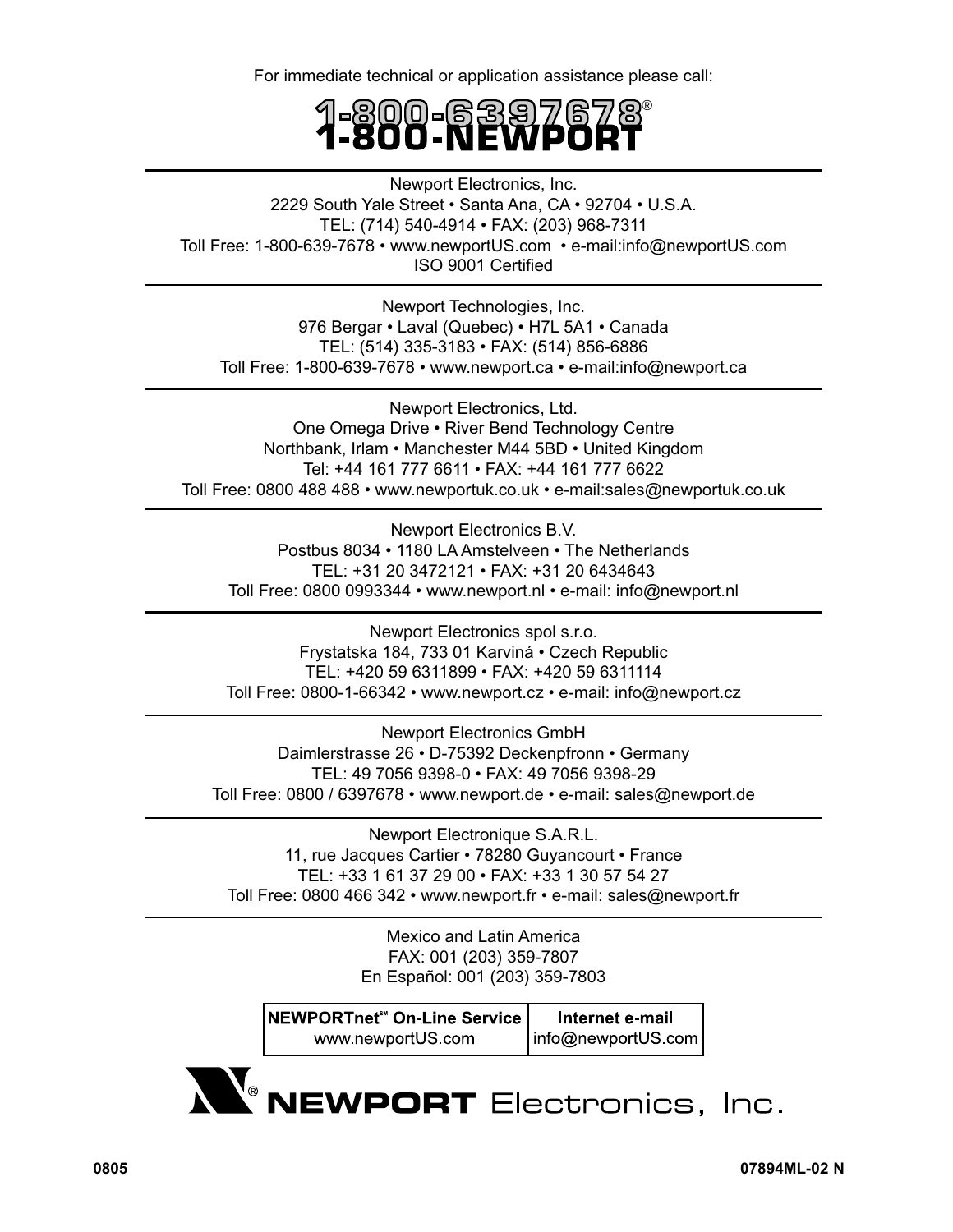For immediate technical or application assistance please call:

# 1-800-6397678®
# 1-800-NEWPORT

---

Newport Electronics, Inc.
2229 South Yale Street • Santa Ana, CA • 92704 • U.S.A.
TEL: (714) 540-4914 • FAX: (203) 968-7311
Toll Free: 1-800-639-7678 • www.newportUS.com • e-mail:info@newportUS.com
ISO 9001 Certified

---

Newport Technologies, Inc.
976 Bergar • Laval (Quebec) • H7L 5A1 • Canada
TEL: (514) 335-3183 • FAX: (514) 856-6886
Toll Free: 1-800-639-7678 • www.newport.ca • e-mail:info@newport.ca

---

Newport Electronics, Ltd.
One Omega Drive • River Bend Technology Centre
Northbank, Irlam • Manchester M44 5BD • United Kingdom
Tel: +44 161 777 6611 • FAX: +44 161 777 6622
Toll Free: 0800 488 488 • www.newportuk.co.uk • e-mail:sales@newportuk.co.uk

---

Newport Electronics B.V.
Postbus 8034 • 1180 LA Amstelveen • The Netherlands
TEL: +31 20 3472121 • FAX: +31 20 6434643
Toll Free: 0800 0993344 • www.newport.nl • e-mail: info@newport.nl

---

Newport Electronics spol s.r.o.
Frystatska 184, 733 01 Karviná • Czech Republic
TEL: +420 59 6311899 • FAX: +420 59 6311114
Toll Free: 0800-1-66342 • www.newport.cz • e-mail: info@newport.cz

---

Newport Electronics GmbH
Daimlerstrasse 26 • D-75392 Deckenpfronn • Germany
TEL: 49 7056 9398-0 • FAX: 49 7056 9398-29
Toll Free: 0800 / 6397678 • www.newport.de • e-mail: sales@newport.de

---

Newport Electronique S.A.R.L.
11, rue Jacques Cartier • 78280 Guyancourt • France
TEL: +33 1 61 37 29 00 • FAX: +33 1 30 57 54 27
Toll Free: 0800 466 342 • www.newport.fr • e-mail: sales@newport.fr

---

Mexico and Latin America
FAX: 001 (203) 359-7807
En Español: 001 (203) 359-7803

| NEWPORTnet℠ On-Line Service | Internet e-mail |
|---|---|
| www.newportUS.com | info@newportUS.com |

**NEWPORT** Electronics, Inc.

0805 07894ML-02 N